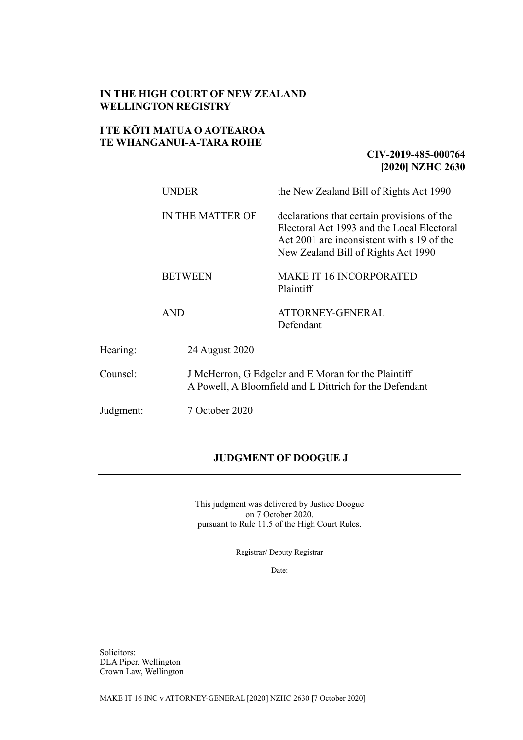**IN THE HIGH COURT OF NEW ZEALAND**
**WELLINGTON REGISTRY**

**I TE KŌTI MATUA O AOTEAROA**
**TE WHANGANUI-A-TARA ROHE**

**CIV-2019-485-000764**
**[2020] NZHC 2630**

| | |
|---|---|
| UNDER | the New Zealand Bill of Rights Act 1990 |
| IN THE MATTER OF | declarations that certain provisions of the Electoral Act 1993 and the Local Electoral Act 2001 are inconsistent with s 19 of the New Zealand Bill of Rights Act 1990 |
| BETWEEN | MAKE IT 16 INCORPORATED<br>Plaintiff |
| AND | ATTORNEY-GENERAL<br>Defendant |

| | |
|---|---|
| Hearing: | 24 August 2020 |
| Counsel: | J McHerron, G Edgeler and E Moran for the Plaintiff<br>A Powell, A Bloomfield and L Dittrich for the Defendant |
| Judgment: | 7 October 2020 |

---

**JUDGMENT OF DOOGUE J**

---

This judgment was delivered by Justice Doogue
on 7 October 2020.
pursuant to Rule 11.5 of the High Court Rules.

Registrar/ Deputy Registrar

Date:

Solicitors:
DLA Piper, Wellington
Crown Law, Wellington

MAKE IT 16 INC v ATTORNEY-GENERAL [2020] NZHC 2630 [7 October 2020]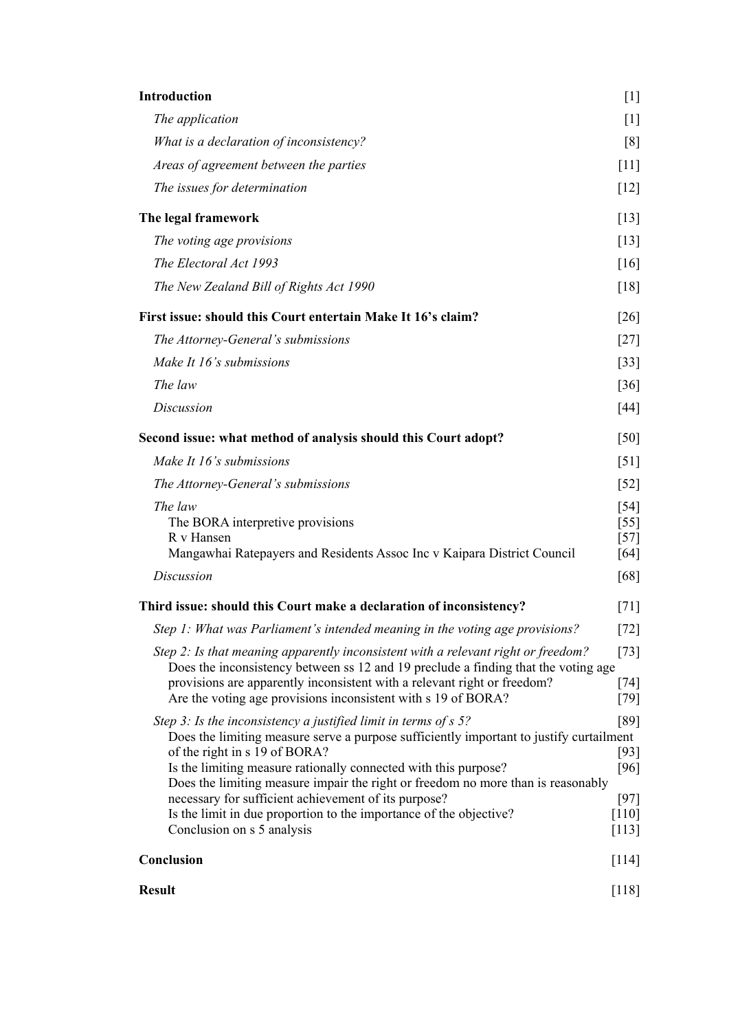| | |
|---|---|
| **Introduction** | [1] |
| *The application* | [1] |
| *What is a declaration of inconsistency?* | [8] |
| *Areas of agreement between the parties* | [11] |
| *The issues for determination* | [12] |
| **The legal framework** | [13] |
| *The voting age provisions* | [13] |
| *The Electoral Act 1993* | [16] |
| *The New Zealand Bill of Rights Act 1990* | [18] |
| **First issue: should this Court entertain Make It 16's claim?** | [26] |
| *The Attorney-General's submissions* | [27] |
| *Make It 16's submissions* | [33] |
| *The law* | [36] |
| *Discussion* | [44] |
| **Second issue: what method of analysis should this Court adopt?** | [50] |
| *Make It 16's submissions* | [51] |
| *The Attorney-General's submissions* | [52] |
| *The law* | [54] |
| The BORA interpretive provisions | [55] |
| R v Hansen | [57] |
| Mangawhai Ratepayers and Residents Assoc Inc v Kaipara District Council | [64] |
| *Discussion* | [68] |
| **Third issue: should this Court make a declaration of inconsistency?** | [71] |
| *Step 1: What was Parliament's intended meaning in the voting age provisions?* | [72] |
| *Step 2: Is that meaning apparently inconsistent with a relevant right or freedom?* | [73] |
| Does the inconsistency between ss 12 and 19 preclude a finding that the voting age provisions are apparently inconsistent with a relevant right or freedom? | [74] |
| Are the voting age provisions inconsistent with s 19 of BORA? | [79] |
| *Step 3: Is the inconsistency a justified limit in terms of s 5?* | [89] |
| Does the limiting measure serve a purpose sufficiently important to justify curtailment of the right in s 19 of BORA? | [93] |
| Is the limiting measure rationally connected with this purpose? | [96] |
| Does the limiting measure impair the right or freedom no more than is reasonably necessary for sufficient achievement of its purpose? | [97] |
| Is the limit in due proportion to the importance of the objective? | [110] |
| Conclusion on s 5 analysis | [113] |
| **Conclusion** | [114] |
| **Result** | [118] |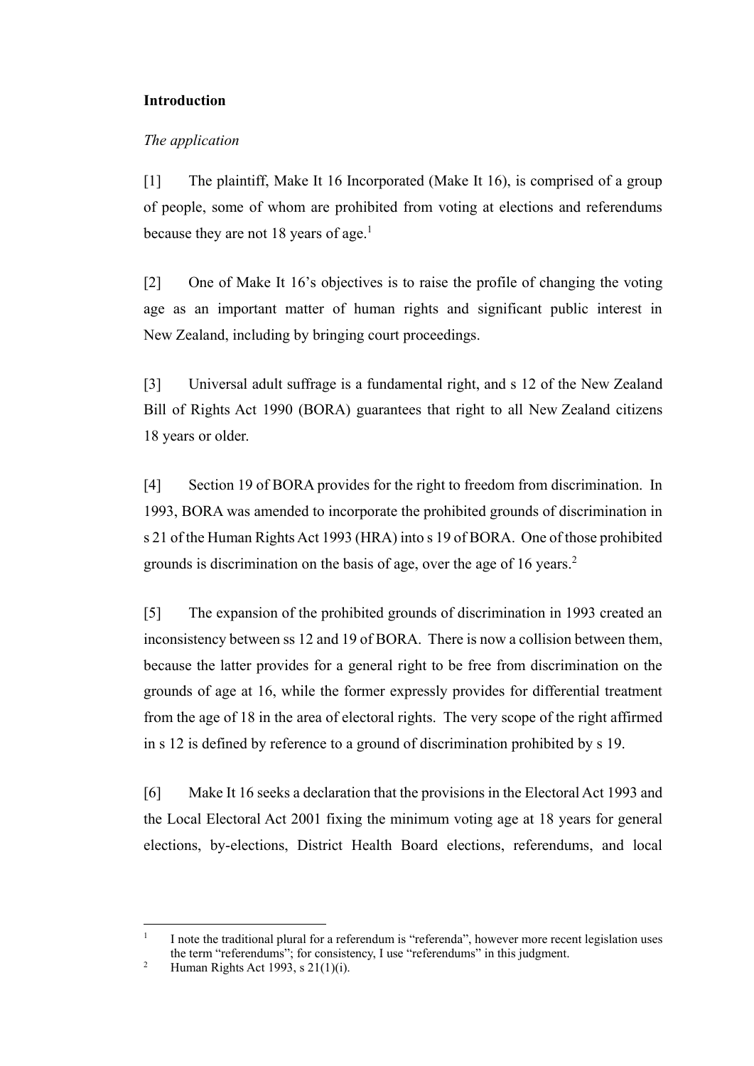**Introduction**

*The application*

[1] The plaintiff, Make It 16 Incorporated (Make It 16), is comprised of a group of people, some of whom are prohibited from voting at elections and referendums because they are not 18 years of age.[1]

[2] One of Make It 16's objectives is to raise the profile of changing the voting age as an important matter of human rights and significant public interest in New Zealand, including by bringing court proceedings.

[3] Universal adult suffrage is a fundamental right, and s 12 of the New Zealand Bill of Rights Act 1990 (BORA) guarantees that right to all New Zealand citizens 18 years or older.

[4] Section 19 of BORA provides for the right to freedom from discrimination. In 1993, BORA was amended to incorporate the prohibited grounds of discrimination in s 21 of the Human Rights Act 1993 (HRA) into s 19 of BORA. One of those prohibited grounds is discrimination on the basis of age, over the age of 16 years.[2]

[5] The expansion of the prohibited grounds of discrimination in 1993 created an inconsistency between ss 12 and 19 of BORA. There is now a collision between them, because the latter provides for a general right to be free from discrimination on the grounds of age at 16, while the former expressly provides for differential treatment from the age of 18 in the area of electoral rights. The very scope of the right affirmed in s 12 is defined by reference to a ground of discrimination prohibited by s 19.

[6] Make It 16 seeks a declaration that the provisions in the Electoral Act 1993 and the Local Electoral Act 2001 fixing the minimum voting age at 18 years for general elections, by-elections, District Health Board elections, referendums, and local

---

[1] I note the traditional plural for a referendum is "referenda", however more recent legislation uses the term "referendums"; for consistency, I use "referendums" in this judgment.

[2] Human Rights Act 1993, s 21(1)(i).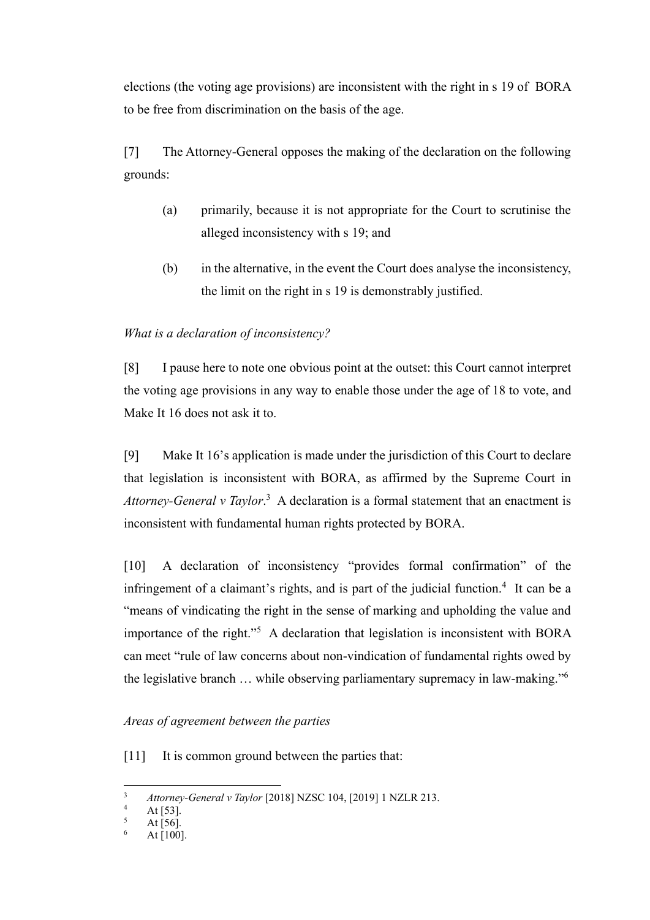elections (the voting age provisions) are inconsistent with the right in s 19 of BORA to be free from discrimination on the basis of the age.

[7] The Attorney-General opposes the making of the declaration on the following grounds:

(a) primarily, because it is not appropriate for the Court to scrutinise the alleged inconsistency with s 19; and

(b) in the alternative, in the event the Court does analyse the inconsistency, the limit on the right in s 19 is demonstrably justified.

*What is a declaration of inconsistency?*

[8] I pause here to note one obvious point at the outset: this Court cannot interpret the voting age provisions in any way to enable those under the age of 18 to vote, and Make It 16 does not ask it to.

[9] Make It 16's application is made under the jurisdiction of this Court to declare that legislation is inconsistent with BORA, as affirmed by the Supreme Court in *Attorney-General v Taylor*.[3] A declaration is a formal statement that an enactment is inconsistent with fundamental human rights protected by BORA.

[10] A declaration of inconsistency "provides formal confirmation" of the infringement of a claimant's rights, and is part of the judicial function.[4] It can be a "means of vindicating the right in the sense of marking and upholding the value and importance of the right."[5] A declaration that legislation is inconsistent with BORA can meet "rule of law concerns about non-vindication of fundamental rights owed by the legislative branch … while observing parliamentary supremacy in law-making."[6]

*Areas of agreement between the parties*

[11] It is common ground between the parties that:

---

[3] *Attorney-General v Taylor* [2018] NZSC 104, [2019] 1 NZLR 213.

[4] At [53].

[5] At [56].

[6] At [100].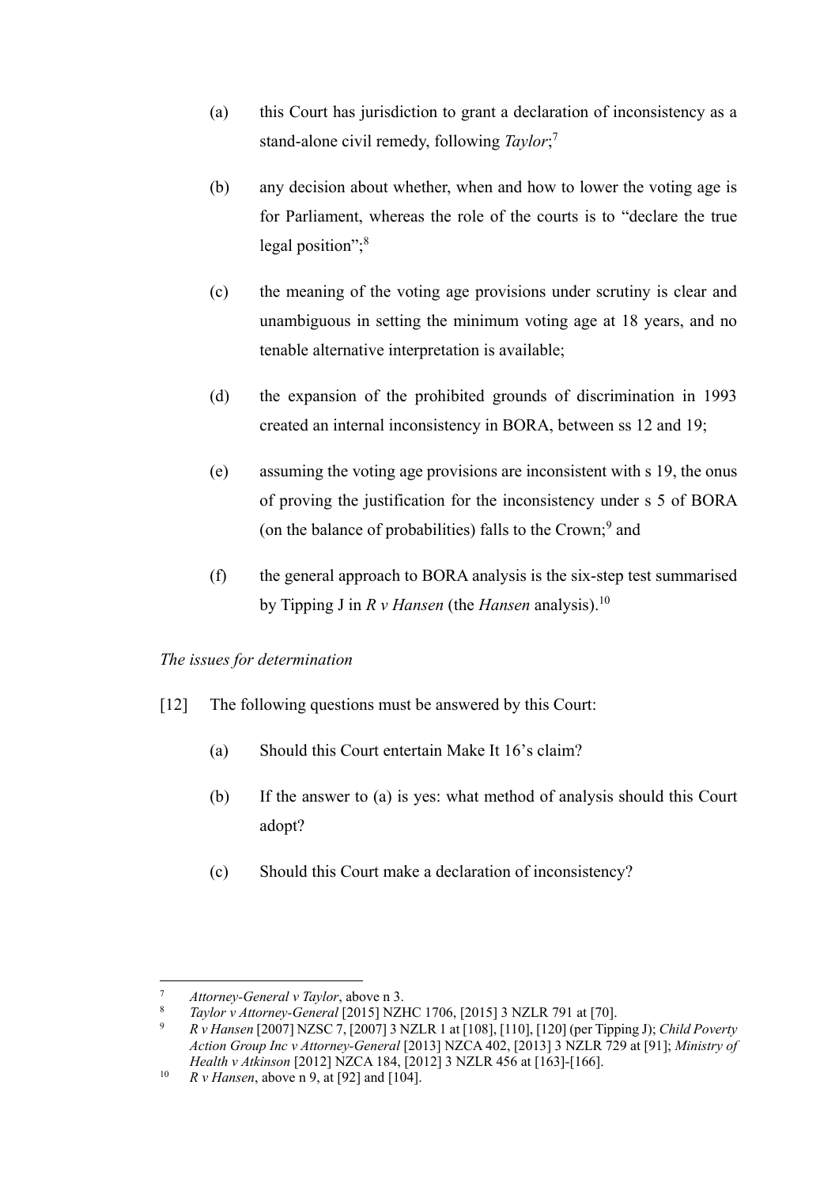(a) this Court has jurisdiction to grant a declaration of inconsistency as a stand-alone civil remedy, following *Taylor*;[7]

(b) any decision about whether, when and how to lower the voting age is for Parliament, whereas the role of the courts is to "declare the true legal position";[8]

(c) the meaning of the voting age provisions under scrutiny is clear and unambiguous in setting the minimum voting age at 18 years, and no tenable alternative interpretation is available;

(d) the expansion of the prohibited grounds of discrimination in 1993 created an internal inconsistency in BORA, between ss 12 and 19;

(e) assuming the voting age provisions are inconsistent with s 19, the onus of proving the justification for the inconsistency under s 5 of BORA (on the balance of probabilities) falls to the Crown;[9] and

(f) the general approach to BORA analysis is the six-step test summarised by Tipping J in *R v Hansen* (the *Hansen* analysis).[10]

*The issues for determination*

[12] The following questions must be answered by this Court:

(a) Should this Court entertain Make It 16's claim?

(b) If the answer to (a) is yes: what method of analysis should this Court adopt?

(c) Should this Court make a declaration of inconsistency?

---

[7] *Attorney-General v Taylor*, above n 3.

[8] *Taylor v Attorney-General* [2015] NZHC 1706, [2015] 3 NZLR 791 at [70].

[9] *R v Hansen* [2007] NZSC 7, [2007] 3 NZLR 1 at [108], [110], [120] (per Tipping J); *Child Poverty Action Group Inc v Attorney-General* [2013] NZCA 402, [2013] 3 NZLR 729 at [91]; *Ministry of Health v Atkinson* [2012] NZCA 184, [2012] 3 NZLR 456 at [163]-[166].

[10] *R v Hansen*, above n 9, at [92] and [104].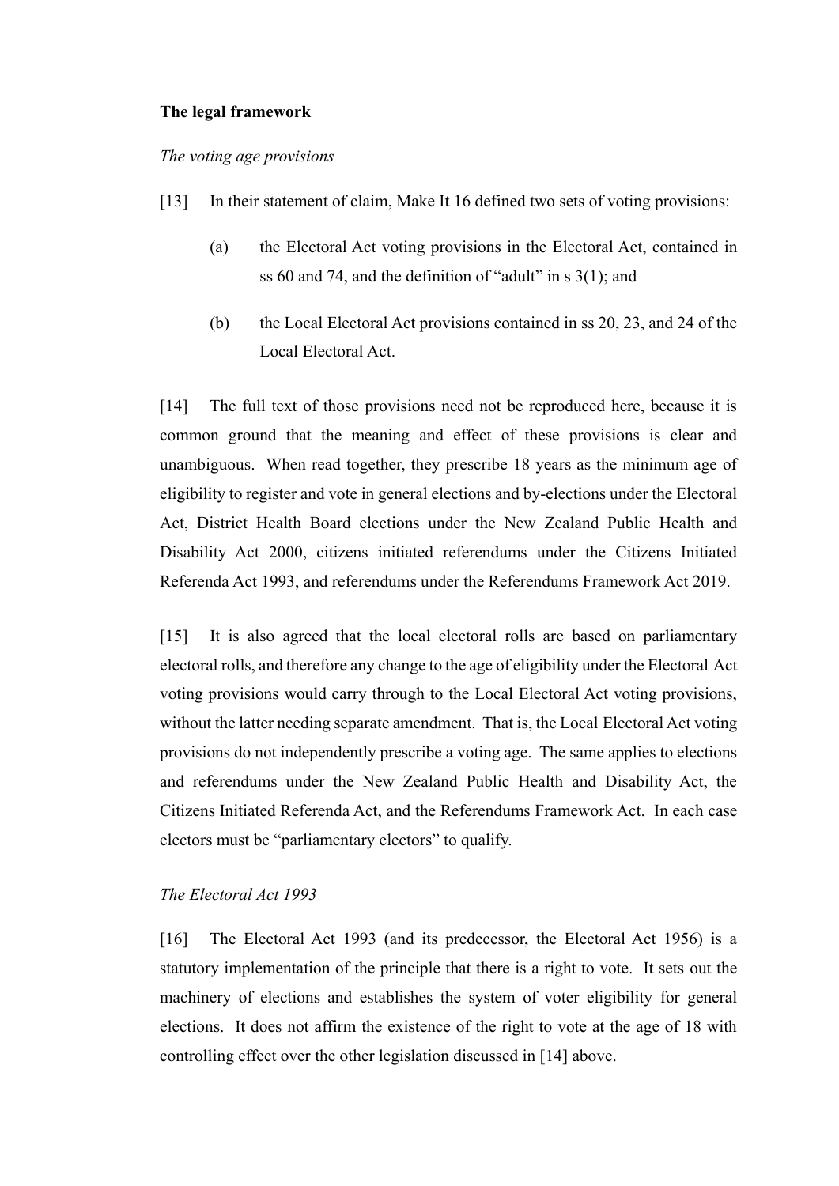**The legal framework**

*The voting age provisions*

[13] In their statement of claim, Make It 16 defined two sets of voting provisions:

(a) the Electoral Act voting provisions in the Electoral Act, contained in ss 60 and 74, and the definition of "adult" in s 3(1); and

(b) the Local Electoral Act provisions contained in ss 20, 23, and 24 of the Local Electoral Act.

[14] The full text of those provisions need not be reproduced here, because it is common ground that the meaning and effect of these provisions is clear and unambiguous. When read together, they prescribe 18 years as the minimum age of eligibility to register and vote in general elections and by-elections under the Electoral Act, District Health Board elections under the New Zealand Public Health and Disability Act 2000, citizens initiated referendums under the Citizens Initiated Referenda Act 1993, and referendums under the Referendums Framework Act 2019.

[15] It is also agreed that the local electoral rolls are based on parliamentary electoral rolls, and therefore any change to the age of eligibility under the Electoral Act voting provisions would carry through to the Local Electoral Act voting provisions, without the latter needing separate amendment. That is, the Local Electoral Act voting provisions do not independently prescribe a voting age. The same applies to elections and referendums under the New Zealand Public Health and Disability Act, the Citizens Initiated Referenda Act, and the Referendums Framework Act. In each case electors must be "parliamentary electors" to qualify.

*The Electoral Act 1993*

[16] The Electoral Act 1993 (and its predecessor, the Electoral Act 1956) is a statutory implementation of the principle that there is a right to vote. It sets out the machinery of elections and establishes the system of voter eligibility for general elections. It does not affirm the existence of the right to vote at the age of 18 with controlling effect over the other legislation discussed in [14] above.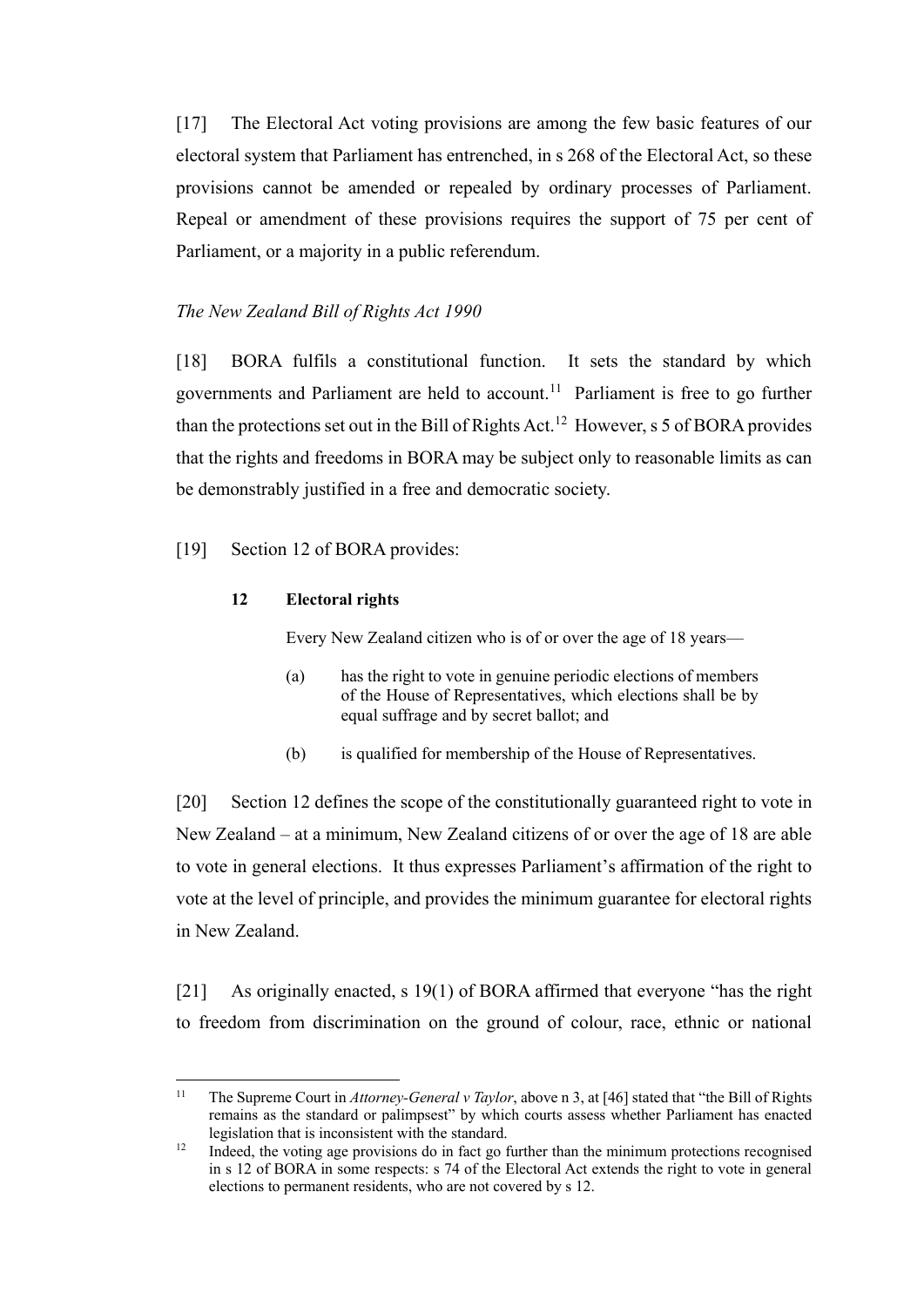[17] The Electoral Act voting provisions are among the few basic features of our electoral system that Parliament has entrenched, in s 268 of the Electoral Act, so these provisions cannot be amended or repealed by ordinary processes of Parliament. Repeal or amendment of these provisions requires the support of 75 per cent of Parliament, or a majority in a public referendum.

*The New Zealand Bill of Rights Act 1990*

[18] BORA fulfils a constitutional function. It sets the standard by which governments and Parliament are held to account.[11] Parliament is free to go further than the protections set out in the Bill of Rights Act.[12] However, s 5 of BORA provides that the rights and freedoms in BORA may be subject only to reasonable limits as can be demonstrably justified in a free and democratic society.

[19] Section 12 of BORA provides:

> **12 Electoral rights**
>
> Every New Zealand citizen who is of or over the age of 18 years—
>
> (a) has the right to vote in genuine periodic elections of members of the House of Representatives, which elections shall be by equal suffrage and by secret ballot; and
>
> (b) is qualified for membership of the House of Representatives.

[20] Section 12 defines the scope of the constitutionally guaranteed right to vote in New Zealand – at a minimum, New Zealand citizens of or over the age of 18 are able to vote in general elections. It thus expresses Parliament's affirmation of the right to vote at the level of principle, and provides the minimum guarantee for electoral rights in New Zealand.

[21] As originally enacted, s 19(1) of BORA affirmed that everyone "has the right to freedom from discrimination on the ground of colour, race, ethnic or national

---

[11] The Supreme Court in *Attorney-General v Taylor*, above n 3, at [46] stated that "the Bill of Rights remains as the standard or palimpsest" by which courts assess whether Parliament has enacted legislation that is inconsistent with the standard.

[12] Indeed, the voting age provisions do in fact go further than the minimum protections recognised in s 12 of BORA in some respects: s 74 of the Electoral Act extends the right to vote in general elections to permanent residents, who are not covered by s 12.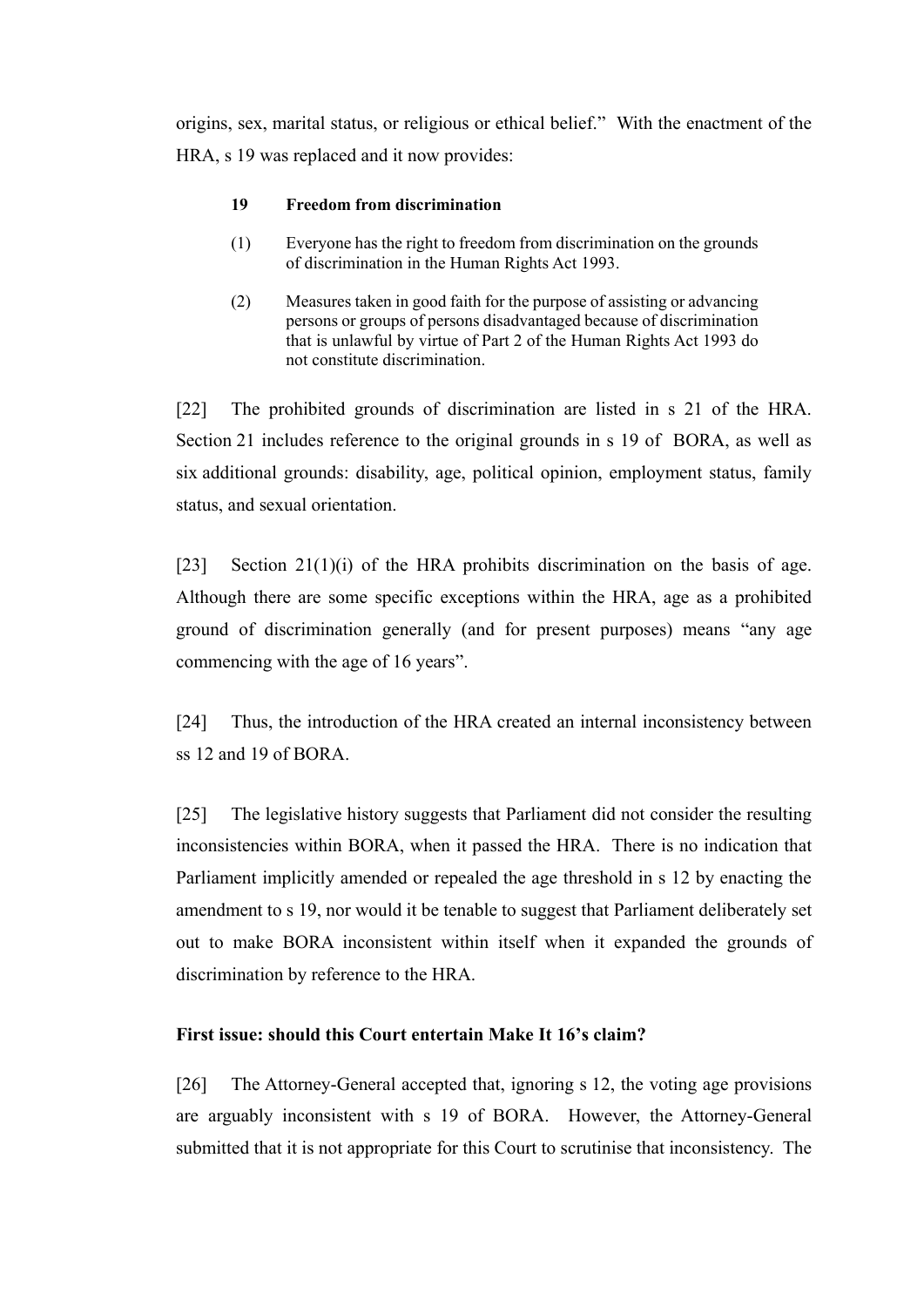origins, sex, marital status, or religious or ethical belief." With the enactment of the HRA, s 19 was replaced and it now provides:

> **19 Freedom from discrimination**
>
> (1) Everyone has the right to freedom from discrimination on the grounds of discrimination in the Human Rights Act 1993.
>
> (2) Measures taken in good faith for the purpose of assisting or advancing persons or groups of persons disadvantaged because of discrimination that is unlawful by virtue of Part 2 of the Human Rights Act 1993 do not constitute discrimination.

[22] The prohibited grounds of discrimination are listed in s 21 of the HRA. Section 21 includes reference to the original grounds in s 19 of BORA, as well as six additional grounds: disability, age, political opinion, employment status, family status, and sexual orientation.

[23] Section 21(1)(i) of the HRA prohibits discrimination on the basis of age. Although there are some specific exceptions within the HRA, age as a prohibited ground of discrimination generally (and for present purposes) means "any age commencing with the age of 16 years".

[24] Thus, the introduction of the HRA created an internal inconsistency between ss 12 and 19 of BORA.

[25] The legislative history suggests that Parliament did not consider the resulting inconsistencies within BORA, when it passed the HRA. There is no indication that Parliament implicitly amended or repealed the age threshold in s 12 by enacting the amendment to s 19, nor would it be tenable to suggest that Parliament deliberately set out to make BORA inconsistent within itself when it expanded the grounds of discrimination by reference to the HRA.

**First issue: should this Court entertain Make It 16's claim?**

[26] The Attorney-General accepted that, ignoring s 12, the voting age provisions are arguably inconsistent with s 19 of BORA. However, the Attorney-General submitted that it is not appropriate for this Court to scrutinise that inconsistency. The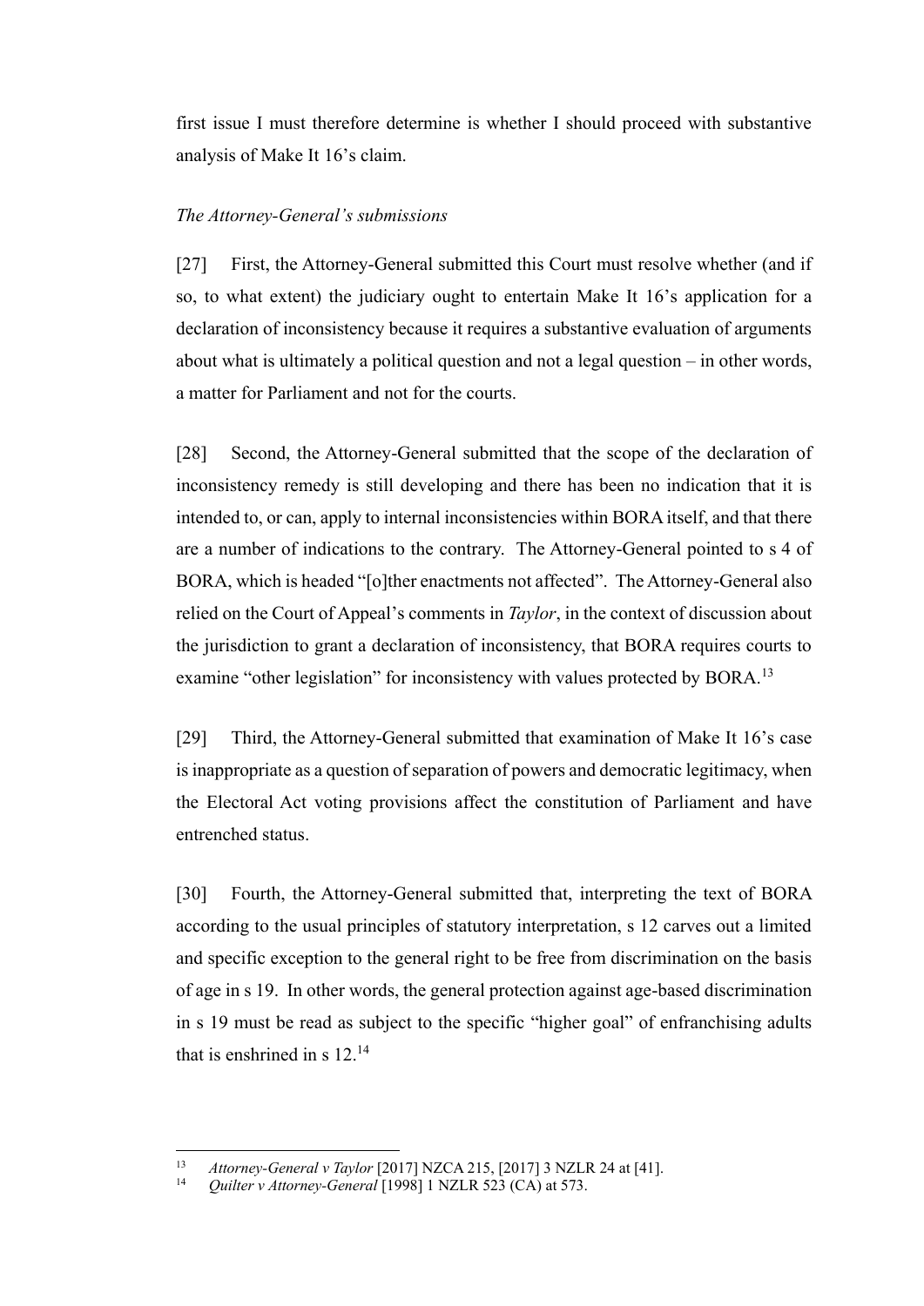first issue I must therefore determine is whether I should proceed with substantive analysis of Make It 16's claim.

*The Attorney-General's submissions*

[27] First, the Attorney-General submitted this Court must resolve whether (and if so, to what extent) the judiciary ought to entertain Make It 16's application for a declaration of inconsistency because it requires a substantive evaluation of arguments about what is ultimately a political question and not a legal question – in other words, a matter for Parliament and not for the courts.

[28] Second, the Attorney-General submitted that the scope of the declaration of inconsistency remedy is still developing and there has been no indication that it is intended to, or can, apply to internal inconsistencies within BORA itself, and that there are a number of indications to the contrary. The Attorney-General pointed to s 4 of BORA, which is headed "[o]ther enactments not affected". The Attorney-General also relied on the Court of Appeal's comments in *Taylor*, in the context of discussion about the jurisdiction to grant a declaration of inconsistency, that BORA requires courts to examine "other legislation" for inconsistency with values protected by BORA.[13]

[29] Third, the Attorney-General submitted that examination of Make It 16's case is inappropriate as a question of separation of powers and democratic legitimacy, when the Electoral Act voting provisions affect the constitution of Parliament and have entrenched status.

[30] Fourth, the Attorney-General submitted that, interpreting the text of BORA according to the usual principles of statutory interpretation, s 12 carves out a limited and specific exception to the general right to be free from discrimination on the basis of age in s 19. In other words, the general protection against age-based discrimination in s 19 must be read as subject to the specific "higher goal" of enfranchising adults that is enshrined in s 12.[14]

---

[13] *Attorney-General v Taylor* [2017] NZCA 215, [2017] 3 NZLR 24 at [41].

[14] *Quilter v Attorney-General* [1998] 1 NZLR 523 (CA) at 573.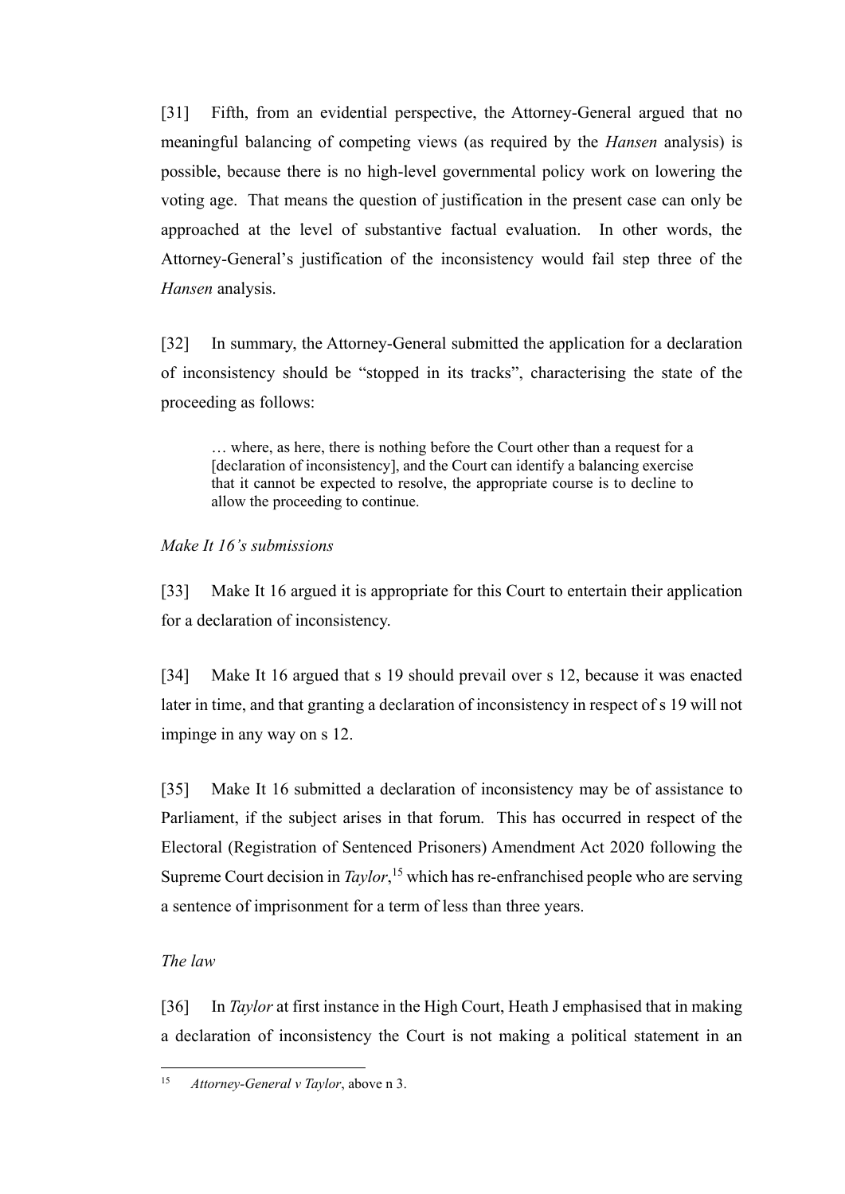[31] Fifth, from an evidential perspective, the Attorney-General argued that no meaningful balancing of competing views (as required by the *Hansen* analysis) is possible, because there is no high-level governmental policy work on lowering the voting age. That means the question of justification in the present case can only be approached at the level of substantive factual evaluation. In other words, the Attorney-General's justification of the inconsistency would fail step three of the *Hansen* analysis.

[32] In summary, the Attorney-General submitted the application for a declaration of inconsistency should be "stopped in its tracks", characterising the state of the proceeding as follows:

> … where, as here, there is nothing before the Court other than a request for a [declaration of inconsistency], and the Court can identify a balancing exercise that it cannot be expected to resolve, the appropriate course is to decline to allow the proceeding to continue.

*Make It 16's submissions*

[33] Make It 16 argued it is appropriate for this Court to entertain their application for a declaration of inconsistency.

[34] Make It 16 argued that s 19 should prevail over s 12, because it was enacted later in time, and that granting a declaration of inconsistency in respect of s 19 will not impinge in any way on s 12.

[35] Make It 16 submitted a declaration of inconsistency may be of assistance to Parliament, if the subject arises in that forum. This has occurred in respect of the Electoral (Registration of Sentenced Prisoners) Amendment Act 2020 following the Supreme Court decision in *Taylor*,[15] which has re-enfranchised people who are serving a sentence of imprisonment for a term of less than three years.

*The law*

[36] In *Taylor* at first instance in the High Court, Heath J emphasised that in making a declaration of inconsistency the Court is not making a political statement in an

---

[15] *Attorney-General v Taylor*, above n 3.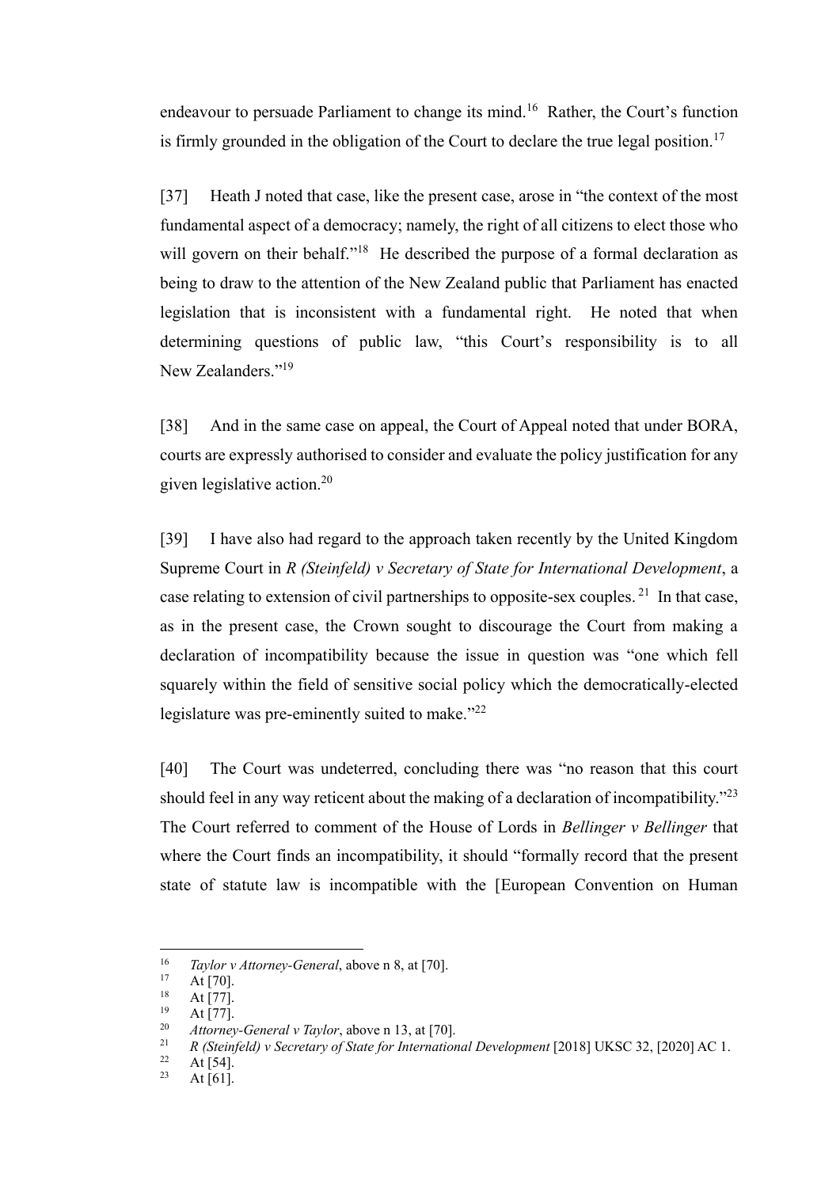endeavour to persuade Parliament to change its mind.[16] Rather, the Court's function is firmly grounded in the obligation of the Court to declare the true legal position.[17]

[37] Heath J noted that case, like the present case, arose in "the context of the most fundamental aspect of a democracy; namely, the right of all citizens to elect those who will govern on their behalf."[18] He described the purpose of a formal declaration as being to draw to the attention of the New Zealand public that Parliament has enacted legislation that is inconsistent with a fundamental right. He noted that when determining questions of public law, "this Court's responsibility is to all New Zealanders."[19]

[38] And in the same case on appeal, the Court of Appeal noted that under BORA, courts are expressly authorised to consider and evaluate the policy justification for any given legislative action.[20]

[39] I have also had regard to the approach taken recently by the United Kingdom Supreme Court in *R (Steinfeld) v Secretary of State for International Development*, a case relating to extension of civil partnerships to opposite-sex couples.[21] In that case, as in the present case, the Crown sought to discourage the Court from making a declaration of incompatibility because the issue in question was "one which fell squarely within the field of sensitive social policy which the democratically-elected legislature was pre-eminently suited to make."[22]

[40] The Court was undeterred, concluding there was "no reason that this court should feel in any way reticent about the making of a declaration of incompatibility."[23] The Court referred to comment of the House of Lords in *Bellinger v Bellinger* that where the Court finds an incompatibility, it should "formally record that the present state of statute law is incompatible with the [European Convention on Human

---

[16] *Taylor v Attorney-General*, above n 8, at [70].
[17] At [70].
[18] At [77].
[19] At [77].
[20] *Attorney-General v Taylor*, above n 13, at [70].
[21] *R (Steinfeld) v Secretary of State for International Development* [2018] UKSC 32, [2020] AC 1.
[22] At [54].
[23] At [61].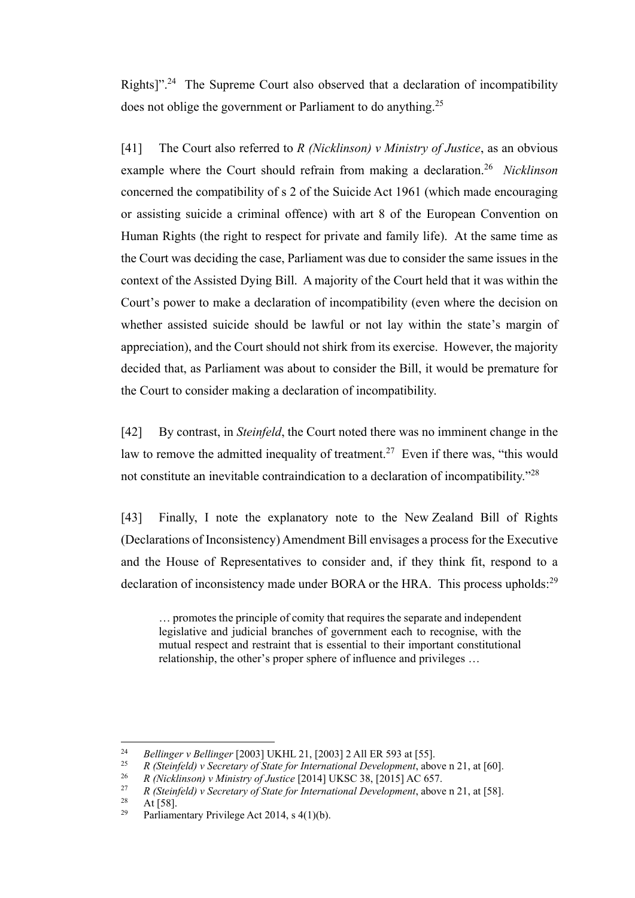Rights]".[24] The Supreme Court also observed that a declaration of incompatibility does not oblige the government or Parliament to do anything.[25]

[41] The Court also referred to *R (Nicklinson) v Ministry of Justice*, as an obvious example where the Court should refrain from making a declaration.[26] *Nicklinson* concerned the compatibility of s 2 of the Suicide Act 1961 (which made encouraging or assisting suicide a criminal offence) with art 8 of the European Convention on Human Rights (the right to respect for private and family life). At the same time as the Court was deciding the case, Parliament was due to consider the same issues in the context of the Assisted Dying Bill. A majority of the Court held that it was within the Court's power to make a declaration of incompatibility (even where the decision on whether assisted suicide should be lawful or not lay within the state's margin of appreciation), and the Court should not shirk from its exercise. However, the majority decided that, as Parliament was about to consider the Bill, it would be premature for the Court to consider making a declaration of incompatibility.

[42] By contrast, in *Steinfeld*, the Court noted there was no imminent change in the law to remove the admitted inequality of treatment.[27] Even if there was, "this would not constitute an inevitable contraindication to a declaration of incompatibility."[28]

[43] Finally, I note the explanatory note to the New Zealand Bill of Rights (Declarations of Inconsistency) Amendment Bill envisages a process for the Executive and the House of Representatives to consider and, if they think fit, respond to a declaration of inconsistency made under BORA or the HRA. This process upholds:[29]

> … promotes the principle of comity that requires the separate and independent legislative and judicial branches of government each to recognise, with the mutual respect and restraint that is essential to their important constitutional relationship, the other's proper sphere of influence and privileges …

---

24 *Bellinger v Bellinger* [2003] UKHL 21, [2003] 2 All ER 593 at [55].

25 *R (Steinfeld) v Secretary of State for International Development*, above n 21, at [60].

26 *R (Nicklinson) v Ministry of Justice* [2014] UKSC 38, [2015] AC 657.

27 *R (Steinfeld) v Secretary of State for International Development*, above n 21, at [58].

28 At [58].

29 Parliamentary Privilege Act 2014, s 4(1)(b).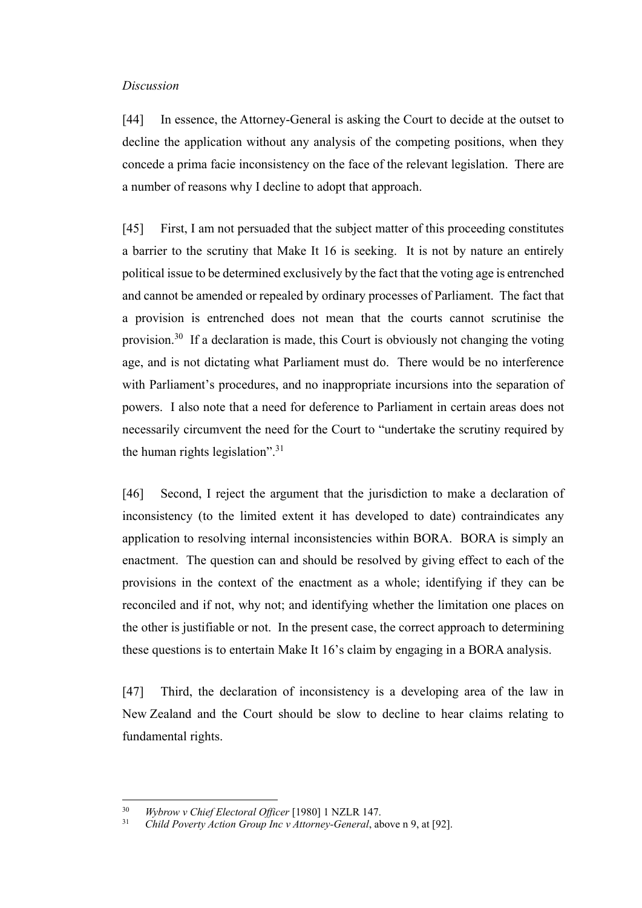*Discussion*

[44] In essence, the Attorney-General is asking the Court to decide at the outset to decline the application without any analysis of the competing positions, when they concede a prima facie inconsistency on the face of the relevant legislation. There are a number of reasons why I decline to adopt that approach.

[45] First, I am not persuaded that the subject matter of this proceeding constitutes a barrier to the scrutiny that Make It 16 is seeking. It is not by nature an entirely political issue to be determined exclusively by the fact that the voting age is entrenched and cannot be amended or repealed by ordinary processes of Parliament. The fact that a provision is entrenched does not mean that the courts cannot scrutinise the provision.[30] If a declaration is made, this Court is obviously not changing the voting age, and is not dictating what Parliament must do. There would be no interference with Parliament's procedures, and no inappropriate incursions into the separation of powers. I also note that a need for deference to Parliament in certain areas does not necessarily circumvent the need for the Court to "undertake the scrutiny required by the human rights legislation".[31]

[46] Second, I reject the argument that the jurisdiction to make a declaration of inconsistency (to the limited extent it has developed to date) contraindicates any application to resolving internal inconsistencies within BORA. BORA is simply an enactment. The question can and should be resolved by giving effect to each of the provisions in the context of the enactment as a whole; identifying if they can be reconciled and if not, why not; and identifying whether the limitation one places on the other is justifiable or not. In the present case, the correct approach to determining these questions is to entertain Make It 16's claim by engaging in a BORA analysis.

[47] Third, the declaration of inconsistency is a developing area of the law in New Zealand and the Court should be slow to decline to hear claims relating to fundamental rights.

---

[30] *Wybrow v Chief Electoral Officer* [1980] 1 NZLR 147.

[31] *Child Poverty Action Group Inc v Attorney-General*, above n 9, at [92].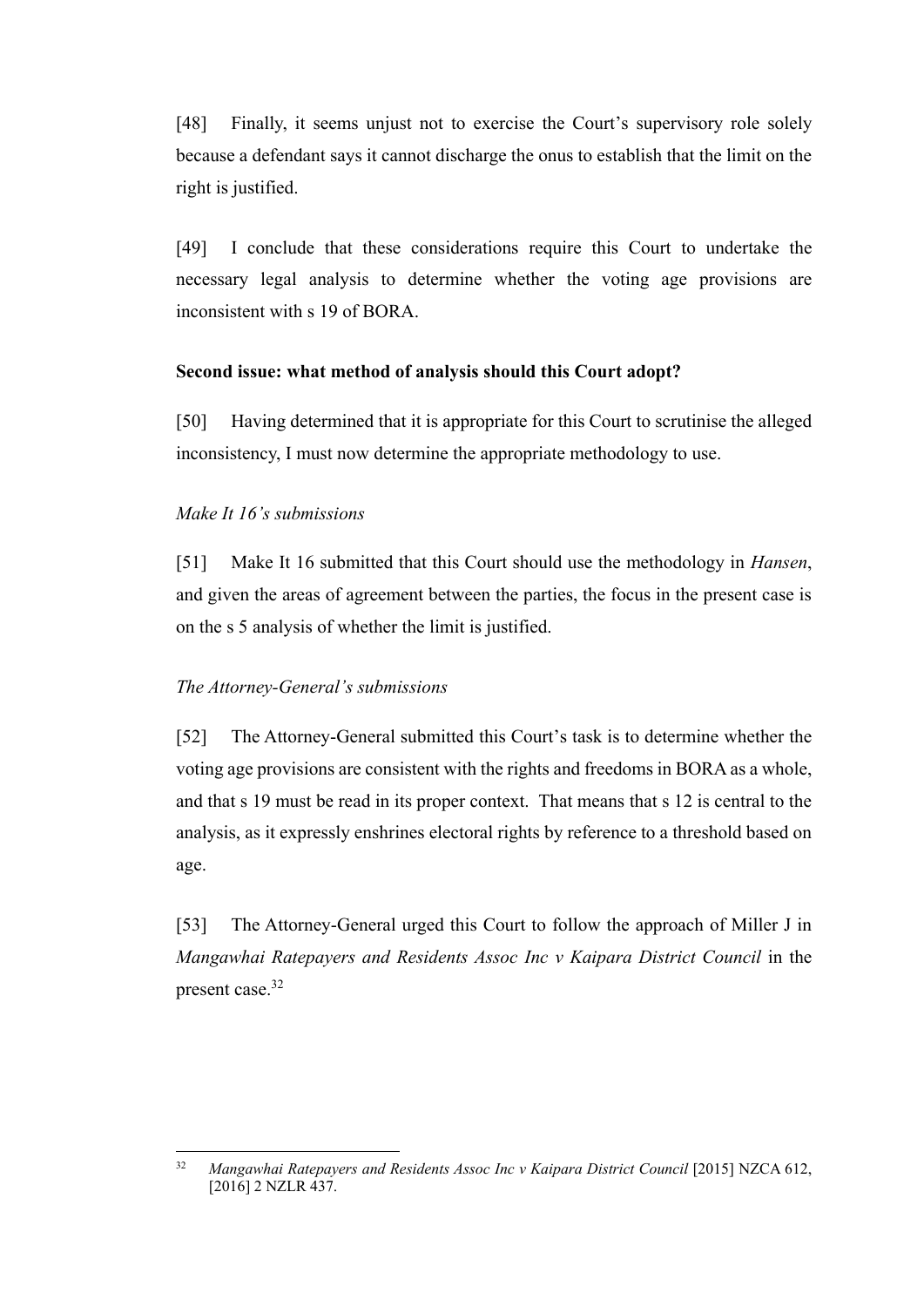[48] Finally, it seems unjust not to exercise the Court's supervisory role solely because a defendant says it cannot discharge the onus to establish that the limit on the right is justified.

[49] I conclude that these considerations require this Court to undertake the necessary legal analysis to determine whether the voting age provisions are inconsistent with s 19 of BORA.

**Second issue: what method of analysis should this Court adopt?**

[50] Having determined that it is appropriate for this Court to scrutinise the alleged inconsistency, I must now determine the appropriate methodology to use.

*Make It 16's submissions*

[51] Make It 16 submitted that this Court should use the methodology in *Hansen*, and given the areas of agreement between the parties, the focus in the present case is on the s 5 analysis of whether the limit is justified.

*The Attorney-General's submissions*

[52] The Attorney-General submitted this Court's task is to determine whether the voting age provisions are consistent with the rights and freedoms in BORA as a whole, and that s 19 must be read in its proper context. That means that s 12 is central to the analysis, as it expressly enshrines electoral rights by reference to a threshold based on age.

[53] The Attorney-General urged this Court to follow the approach of Miller J in *Mangawhai Ratepayers and Residents Assoc Inc v Kaipara District Council* in the present case.[32]

---

[32] *Mangawhai Ratepayers and Residents Assoc Inc v Kaipara District Council* [2015] NZCA 612, [2016] 2 NZLR 437.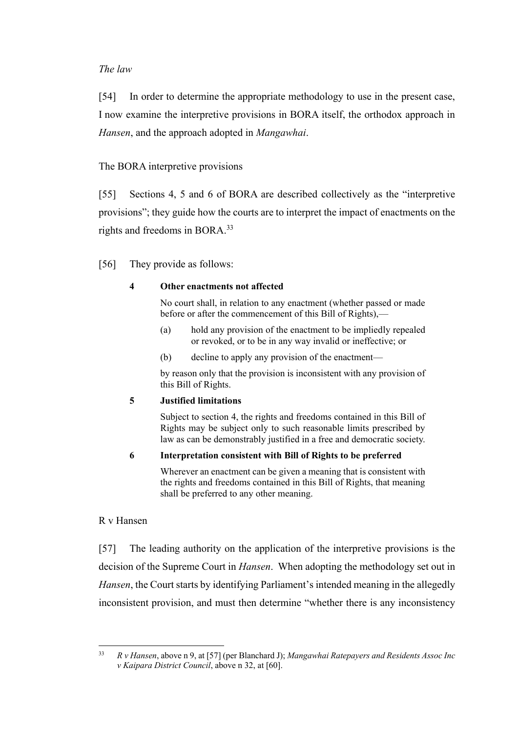*The law*

[54] In order to determine the appropriate methodology to use in the present case, I now examine the interpretive provisions in BORA itself, the orthodox approach in *Hansen*, and the approach adopted in *Mangawhai*.

The BORA interpretive provisions

[55] Sections 4, 5 and 6 of BORA are described collectively as the "interpretive provisions"; they guide how the courts are to interpret the impact of enactments on the rights and freedoms in BORA.[33]

[56] They provide as follows:

> **4 Other enactments not affected**
>
> No court shall, in relation to any enactment (whether passed or made before or after the commencement of this Bill of Rights),—
>
> (a) hold any provision of the enactment to be impliedly repealed or revoked, or to be in any way invalid or ineffective; or
>
> (b) decline to apply any provision of the enactment—
>
> by reason only that the provision is inconsistent with any provision of this Bill of Rights.
>
> **5 Justified limitations**
>
> Subject to section 4, the rights and freedoms contained in this Bill of Rights may be subject only to such reasonable limits prescribed by law as can be demonstrably justified in a free and democratic society.
>
> **6 Interpretation consistent with Bill of Rights to be preferred**
>
> Wherever an enactment can be given a meaning that is consistent with the rights and freedoms contained in this Bill of Rights, that meaning shall be preferred to any other meaning.

R v Hansen

[57] The leading authority on the application of the interpretive provisions is the decision of the Supreme Court in *Hansen*. When adopting the methodology set out in *Hansen*, the Court starts by identifying Parliament's intended meaning in the allegedly inconsistent provision, and must then determine "whether there is any inconsistency

[33] *R v Hansen*, above n 9, at [57] (per Blanchard J); *Mangawhai Ratepayers and Residents Assoc Inc v Kaipara District Council*, above n 32, at [60].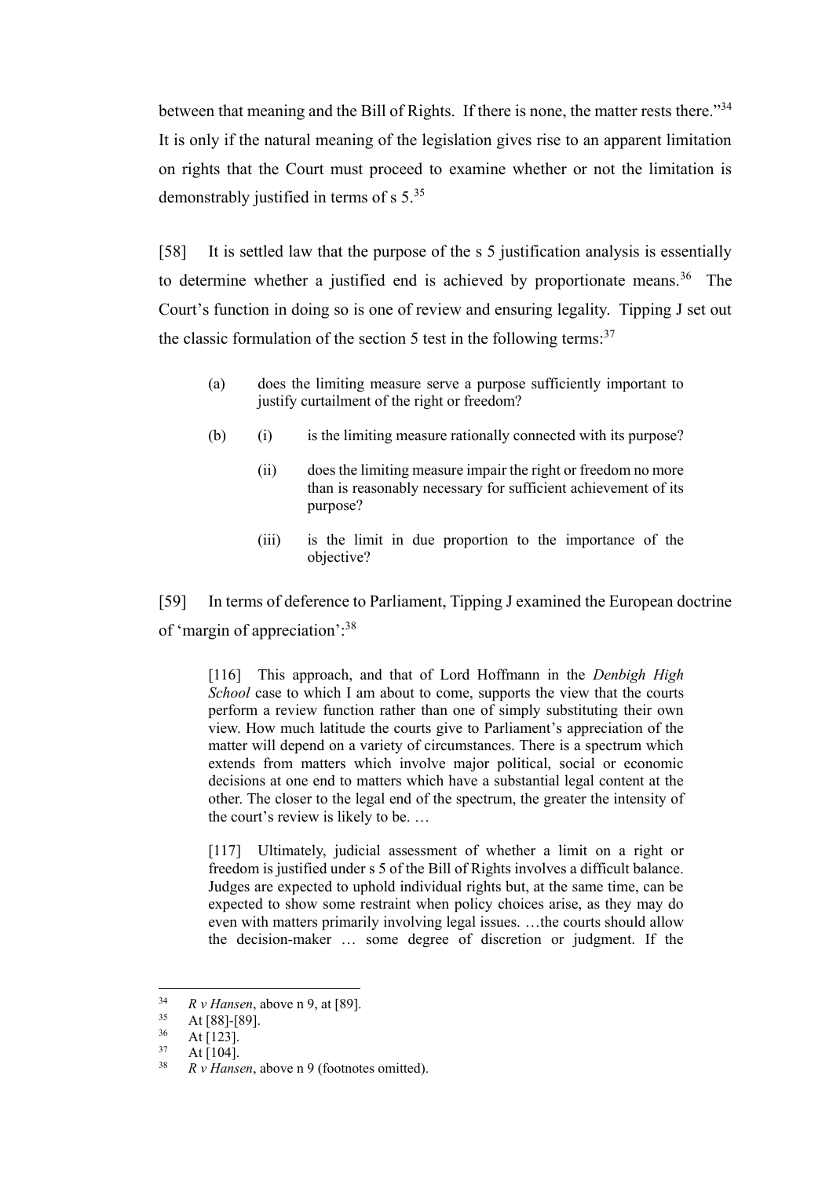between that meaning and the Bill of Rights. If there is none, the matter rests there."[34] It is only if the natural meaning of the legislation gives rise to an apparent limitation on rights that the Court must proceed to examine whether or not the limitation is demonstrably justified in terms of s 5.[35]

[58] It is settled law that the purpose of the s 5 justification analysis is essentially to determine whether a justified end is achieved by proportionate means.[36] The Court's function in doing so is one of review and ensuring legality. Tipping J set out the classic formulation of the section 5 test in the following terms:[37]

> (a) does the limiting measure serve a purpose sufficiently important to justify curtailment of the right or freedom?
>
> (b) (i) is the limiting measure rationally connected with its purpose?
>
> (ii) does the limiting measure impair the right or freedom no more than is reasonably necessary for sufficient achievement of its purpose?
>
> (iii) is the limit in due proportion to the importance of the objective?

[59] In terms of deference to Parliament, Tipping J examined the European doctrine of 'margin of appreciation':[38]

> [116] This approach, and that of Lord Hoffmann in the *Denbigh High School* case to which I am about to come, supports the view that the courts perform a review function rather than one of simply substituting their own view. How much latitude the courts give to Parliament's appreciation of the matter will depend on a variety of circumstances. There is a spectrum which extends from matters which involve major political, social or economic decisions at one end to matters which have a substantial legal content at the other. The closer to the legal end of the spectrum, the greater the intensity of the court's review is likely to be. …
>
> [117] Ultimately, judicial assessment of whether a limit on a right or freedom is justified under s 5 of the Bill of Rights involves a difficult balance. Judges are expected to uphold individual rights but, at the same time, can be expected to show some restraint when policy choices arise, as they may do even with matters primarily involving legal issues. …the courts should allow the decision-maker … some degree of discretion or judgment. If the

---

[34] *R v Hansen*, above n 9, at [89].

[35] At [88]-[89].

[36] At [123].

[37] At [104].

[38] *R v Hansen*, above n 9 (footnotes omitted).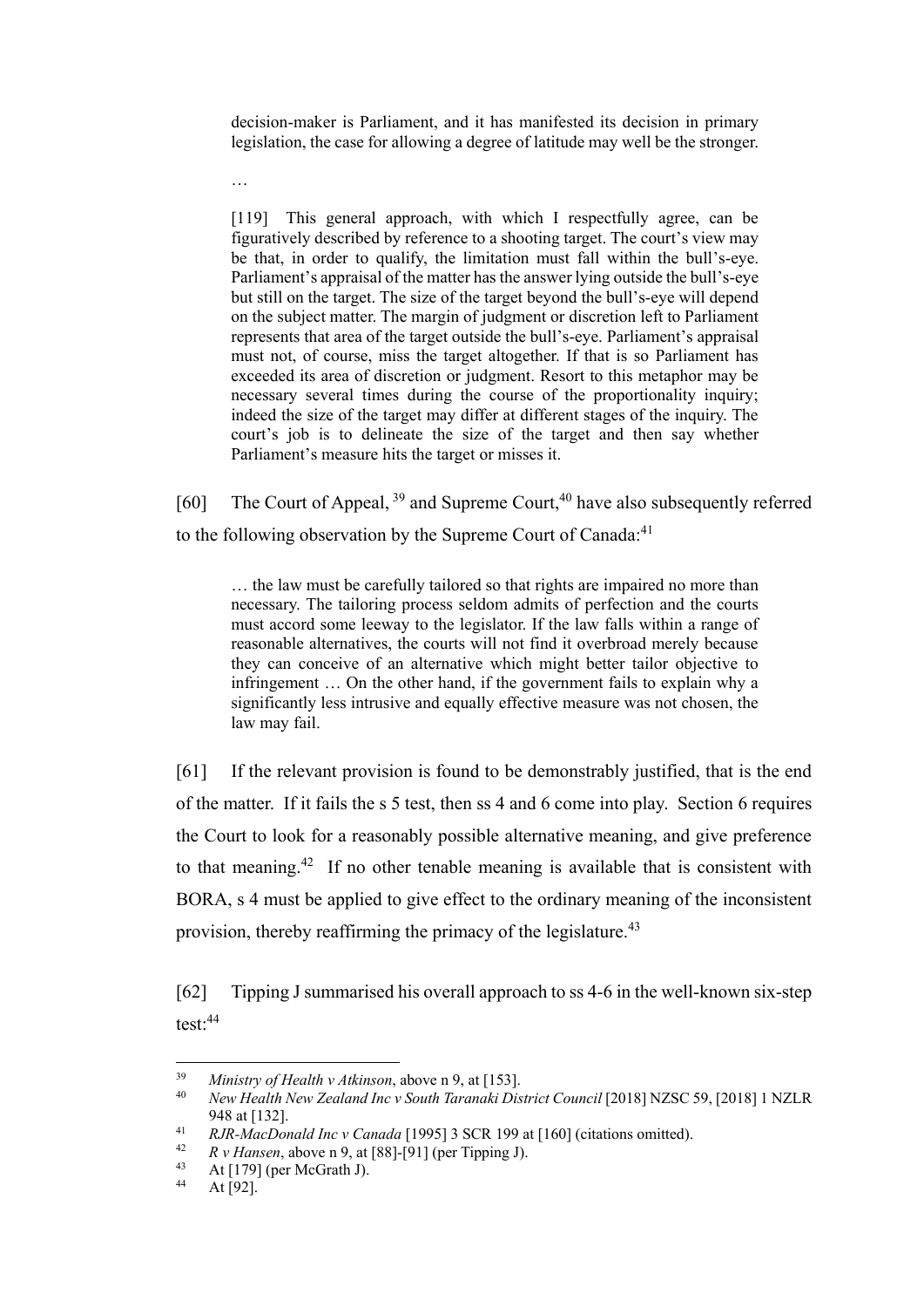> decision-maker is Parliament, and it has manifested its decision in primary legislation, the case for allowing a degree of latitude may well be the stronger.
>
> …
>
> [119] This general approach, with which I respectfully agree, can be figuratively described by reference to a shooting target. The court's view may be that, in order to qualify, the limitation must fall within the bull's-eye. Parliament's appraisal of the matter has the answer lying outside the bull's-eye but still on the target. The size of the target beyond the bull's-eye will depend on the subject matter. The margin of judgment or discretion left to Parliament represents that area of the target outside the bull's-eye. Parliament's appraisal must not, of course, miss the target altogether. If that is so Parliament has exceeded its area of discretion or judgment. Resort to this metaphor may be necessary several times during the course of the proportionality inquiry; indeed the size of the target may differ at different stages of the inquiry. The court's job is to delineate the size of the target and then say whether Parliament's measure hits the target or misses it.

[60] The Court of Appeal, [39] and Supreme Court,[40] have also subsequently referred to the following observation by the Supreme Court of Canada:[41]

> … the law must be carefully tailored so that rights are impaired no more than necessary. The tailoring process seldom admits of perfection and the courts must accord some leeway to the legislator. If the law falls within a range of reasonable alternatives, the courts will not find it overbroad merely because they can conceive of an alternative which might better tailor objective to infringement … On the other hand, if the government fails to explain why a significantly less intrusive and equally effective measure was not chosen, the law may fail.

[61] If the relevant provision is found to be demonstrably justified, that is the end of the matter. If it fails the s 5 test, then ss 4 and 6 come into play. Section 6 requires the Court to look for a reasonably possible alternative meaning, and give preference to that meaning.[42] If no other tenable meaning is available that is consistent with BORA, s 4 must be applied to give effect to the ordinary meaning of the inconsistent provision, thereby reaffirming the primacy of the legislature.[43]

[62] Tipping J summarised his overall approach to ss 4-6 in the well-known six-step test:[44]

---

[39] *Ministry of Health v Atkinson*, above n 9, at [153].

[40] *New Health New Zealand Inc v South Taranaki District Council* [2018] NZSC 59, [2018] 1 NZLR 948 at [132].

[41] *RJR-MacDonald Inc v Canada* [1995] 3 SCR 199 at [160] (citations omitted).

[42] *R v Hansen*, above n 9, at [88]-[91] (per Tipping J).

[43] At [179] (per McGrath J).

[44] At [92].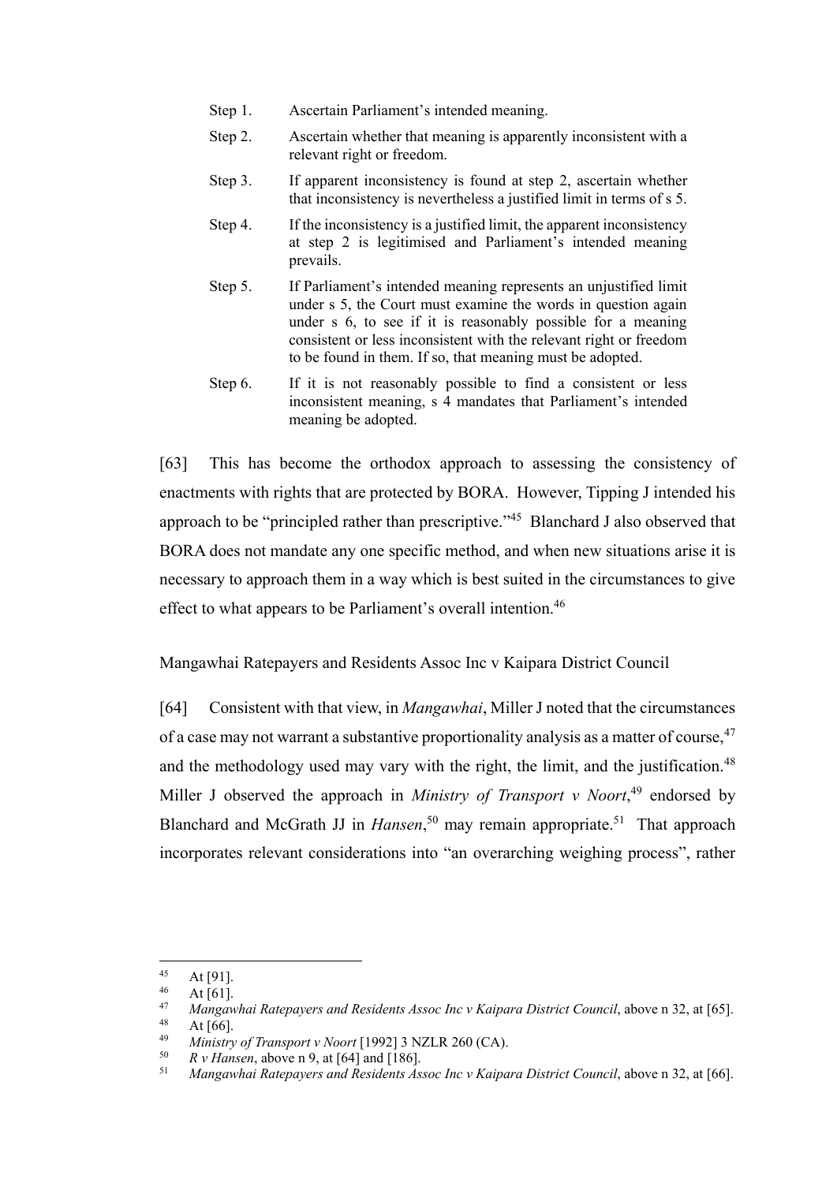Step 1. Ascertain Parliament's intended meaning.

Step 2. Ascertain whether that meaning is apparently inconsistent with a relevant right or freedom.

Step 3. If apparent inconsistency is found at step 2, ascertain whether that inconsistency is nevertheless a justified limit in terms of s 5.

Step 4. If the inconsistency is a justified limit, the apparent inconsistency at step 2 is legitimised and Parliament's intended meaning prevails.

Step 5. If Parliament's intended meaning represents an unjustified limit under s 5, the Court must examine the words in question again under s 6, to see if it is reasonably possible for a meaning consistent or less inconsistent with the relevant right or freedom to be found in them. If so, that meaning must be adopted.

Step 6. If it is not reasonably possible to find a consistent or less inconsistent meaning, s 4 mandates that Parliament's intended meaning be adopted.

[63] This has become the orthodox approach to assessing the consistency of enactments with rights that are protected by BORA. However, Tipping J intended his approach to be "principled rather than prescriptive."[45] Blanchard J also observed that BORA does not mandate any one specific method, and when new situations arise it is necessary to approach them in a way which is best suited in the circumstances to give effect to what appears to be Parliament's overall intention.[46]

Mangawhai Ratepayers and Residents Assoc Inc v Kaipara District Council

[64] Consistent with that view, in *Mangawhai*, Miller J noted that the circumstances of a case may not warrant a substantive proportionality analysis as a matter of course,[47] and the methodology used may vary with the right, the limit, and the justification.[48] Miller J observed the approach in *Ministry of Transport v Noort*,[49] endorsed by Blanchard and McGrath JJ in *Hansen*,[50] may remain appropriate.[51] That approach incorporates relevant considerations into "an overarching weighing process", rather

---

[45] At [91].

[46] At [61].

[47] *Mangawhai Ratepayers and Residents Assoc Inc v Kaipara District Council*, above n 32, at [65].

[48] At [66].

[49] *Ministry of Transport v Noort* [1992] 3 NZLR 260 (CA).

[50] *R v Hansen*, above n 9, at [64] and [186].

[51] *Mangawhai Ratepayers and Residents Assoc Inc v Kaipara District Council*, above n 32, at [66].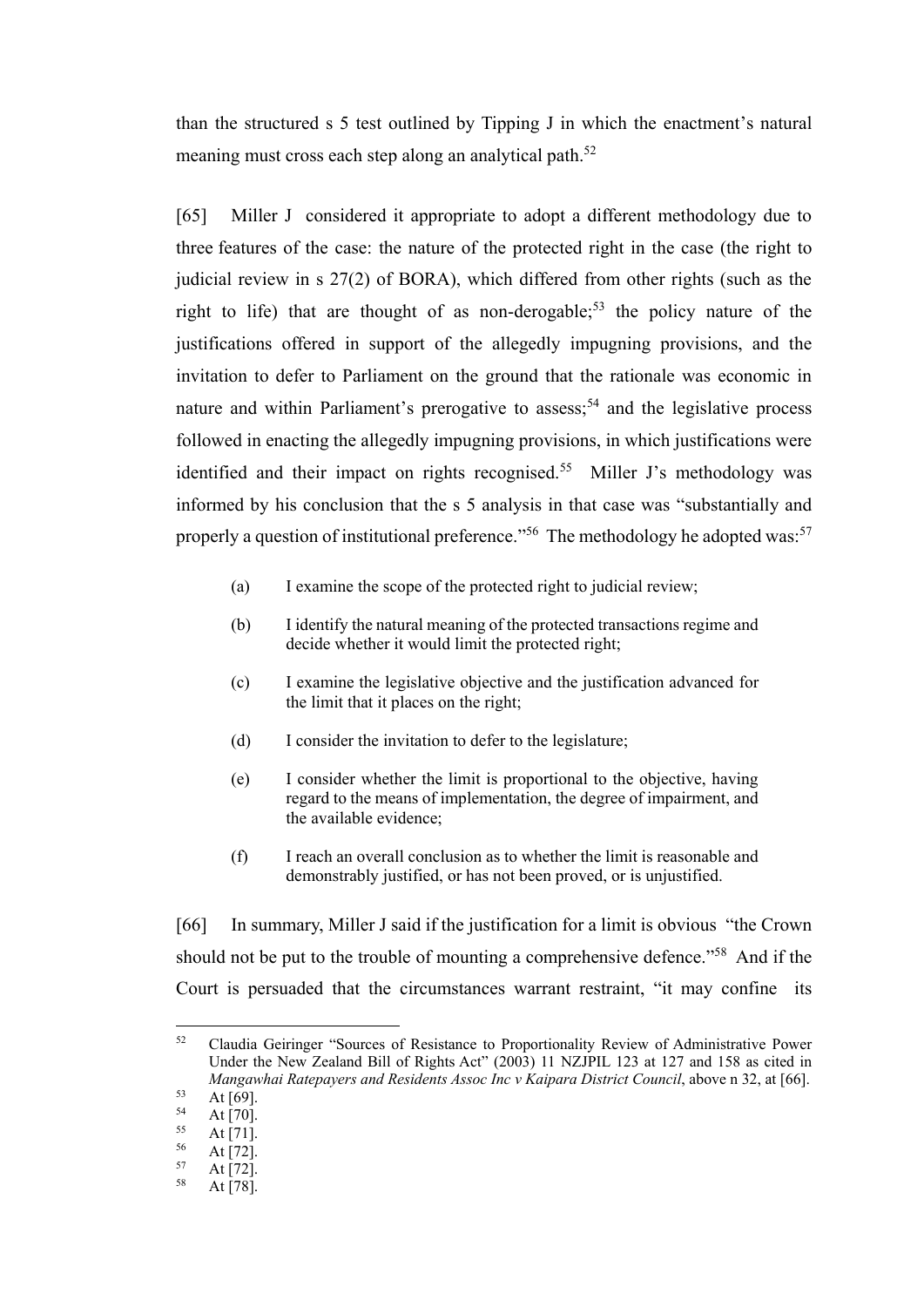than the structured s 5 test outlined by Tipping J in which the enactment's natural meaning must cross each step along an analytical path.[52]

[65] Miller J considered it appropriate to adopt a different methodology due to three features of the case: the nature of the protected right in the case (the right to judicial review in s 27(2) of BORA), which differed from other rights (such as the right to life) that are thought of as non-derogable;[53] the policy nature of the justifications offered in support of the allegedly impugning provisions, and the invitation to defer to Parliament on the ground that the rationale was economic in nature and within Parliament's prerogative to assess;[54] and the legislative process followed in enacting the allegedly impugning provisions, in which justifications were identified and their impact on rights recognised.[55] Miller J's methodology was informed by his conclusion that the s 5 analysis in that case was "substantially and properly a question of institutional preference."[56] The methodology he adopted was:[57]

> (a) I examine the scope of the protected right to judicial review;
>
> (b) I identify the natural meaning of the protected transactions regime and decide whether it would limit the protected right;
>
> (c) I examine the legislative objective and the justification advanced for the limit that it places on the right;
>
> (d) I consider the invitation to defer to the legislature;
>
> (e) I consider whether the limit is proportional to the objective, having regard to the means of implementation, the degree of impairment, and the available evidence;
>
> (f) I reach an overall conclusion as to whether the limit is reasonable and demonstrably justified, or has not been proved, or is unjustified.

[66] In summary, Miller J said if the justification for a limit is obvious "the Crown should not be put to the trouble of mounting a comprehensive defence."[58] And if the Court is persuaded that the circumstances warrant restraint, "it may confine its

---

[52] Claudia Geiringer "Sources of Resistance to Proportionality Review of Administrative Power Under the New Zealand Bill of Rights Act" (2003) 11 NZJPIL 123 at 127 and 158 as cited in *Mangawhai Ratepayers and Residents Assoc Inc v Kaipara District Council*, above n 32, at [66].

[53] At [69].

[54] At [70].

[55] At [71].

[56] At [72].

[57] At [72].

[58] At [78].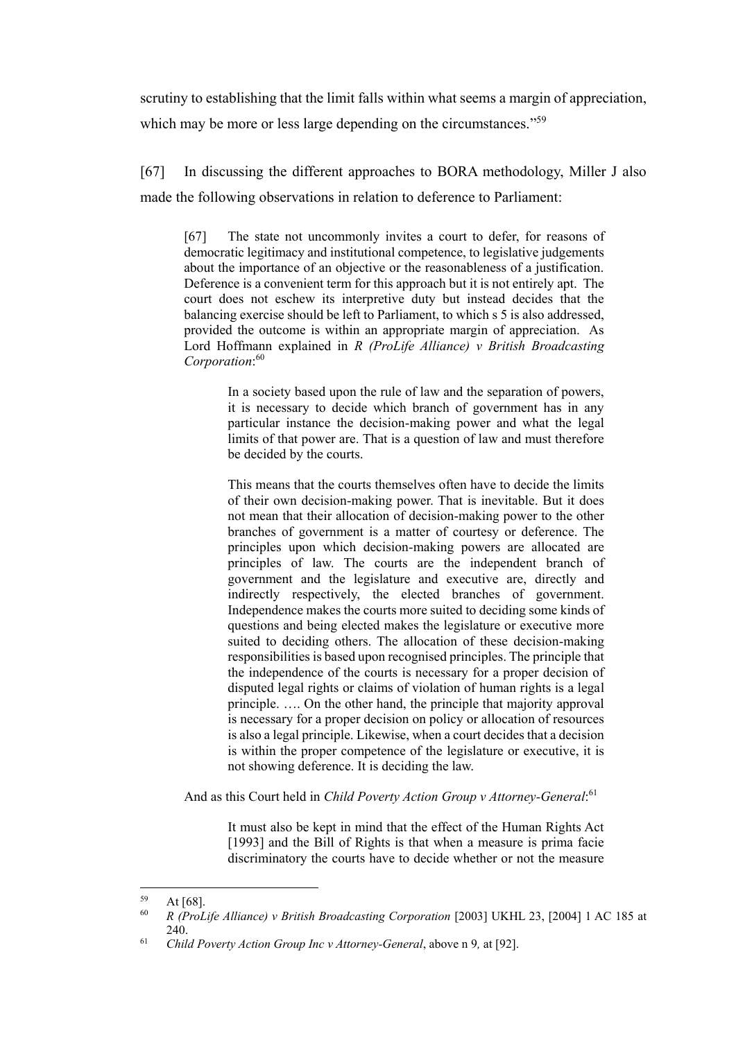scrutiny to establishing that the limit falls within what seems a margin of appreciation, which may be more or less large depending on the circumstances."[59]

[67] In discussing the different approaches to BORA methodology, Miller J also made the following observations in relation to deference to Parliament:

> [67] The state not uncommonly invites a court to defer, for reasons of democratic legitimacy and institutional competence, to legislative judgements about the importance of an objective or the reasonableness of a justification. Deference is a convenient term for this approach but it is not entirely apt. The court does not eschew its interpretive duty but instead decides that the balancing exercise should be left to Parliament, to which s 5 is also addressed, provided the outcome is within an appropriate margin of appreciation. As Lord Hoffmann explained in *R (ProLife Alliance) v British Broadcasting Corporation*:[60]
>
> > In a society based upon the rule of law and the separation of powers, it is necessary to decide which branch of government has in any particular instance the decision-making power and what the legal limits of that power are. That is a question of law and must therefore be decided by the courts.
> >
> > This means that the courts themselves often have to decide the limits of their own decision-making power. That is inevitable. But it does not mean that their allocation of decision-making power to the other branches of government is a matter of courtesy or deference. The principles upon which decision-making powers are allocated are principles of law. The courts are the independent branch of government and the legislature and executive are, directly and indirectly respectively, the elected branches of government. Independence makes the courts more suited to deciding some kinds of questions and being elected makes the legislature or executive more suited to deciding others. The allocation of these decision-making responsibilities is based upon recognised principles. The principle that the independence of the courts is necessary for a proper decision of disputed legal rights or claims of violation of human rights is a legal principle. …. On the other hand, the principle that majority approval is necessary for a proper decision on policy or allocation of resources is also a legal principle. Likewise, when a court decides that a decision is within the proper competence of the legislature or executive, it is not showing deference. It is deciding the law.
>
> And as this Court held in *Child Poverty Action Group v Attorney-General*:[61]
>
> > It must also be kept in mind that the effect of the Human Rights Act [1993] and the Bill of Rights is that when a measure is prima facie discriminatory the courts have to decide whether or not the measure

---

[59] At [68].

[60] *R (ProLife Alliance) v British Broadcasting Corporation* [2003] UKHL 23, [2004] 1 AC 185 at 240.

[61] *Child Poverty Action Group Inc v Attorney-General*, above n 9*,* at [92].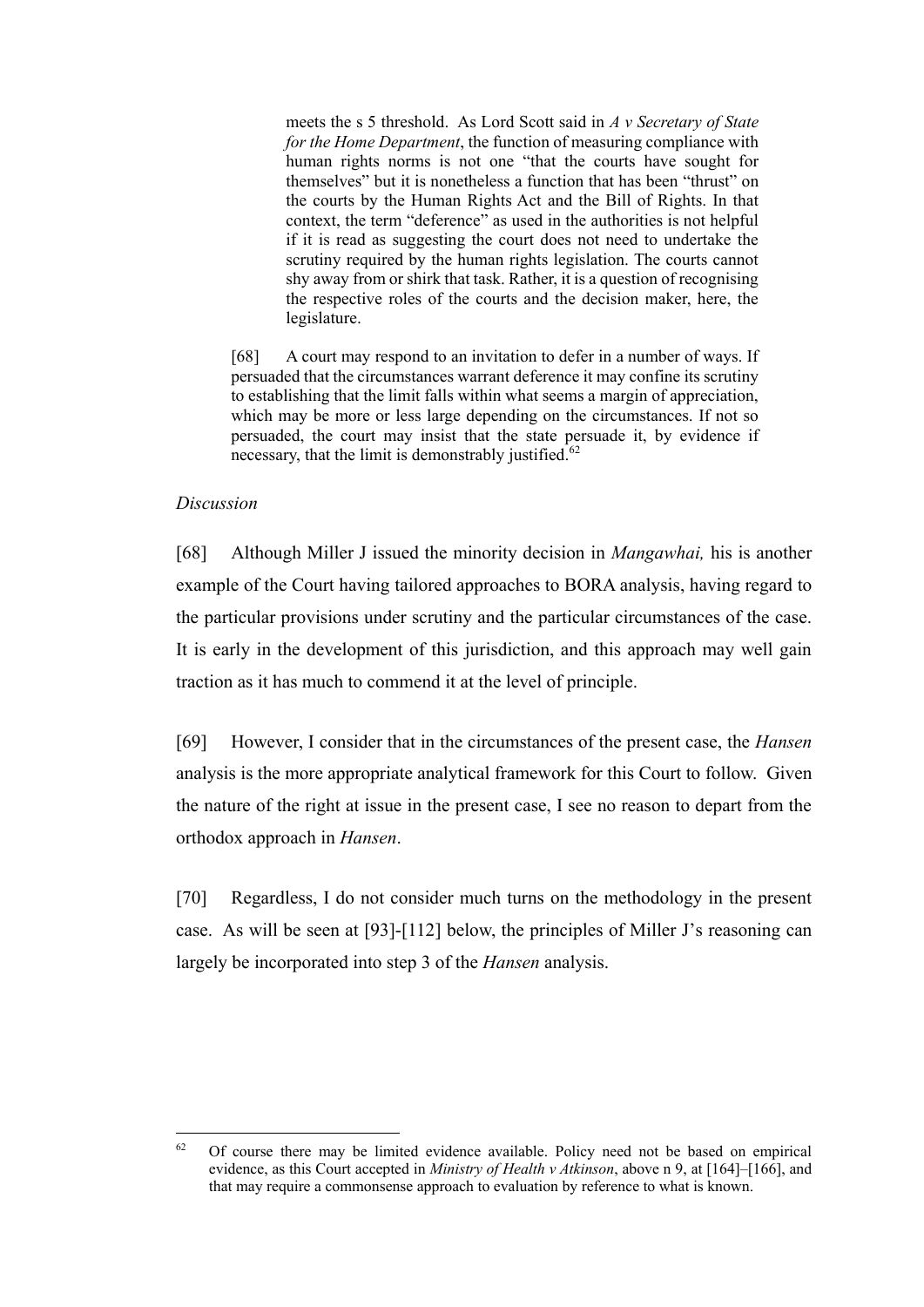> meets the s 5 threshold. As Lord Scott said in *A v Secretary of State for the Home Department*, the function of measuring compliance with human rights norms is not one "that the courts have sought for themselves" but it is nonetheless a function that has been "thrust" on the courts by the Human Rights Act and the Bill of Rights. In that context, the term "deference" as used in the authorities is not helpful if it is read as suggesting the court does not need to undertake the scrutiny required by the human rights legislation. The courts cannot shy away from or shirk that task. Rather, it is a question of recognising the respective roles of the courts and the decision maker, here, the legislature.
>
> [68] A court may respond to an invitation to defer in a number of ways. If persuaded that the circumstances warrant deference it may confine its scrutiny to establishing that the limit falls within what seems a margin of appreciation, which may be more or less large depending on the circumstances. If not so persuaded, the court may insist that the state persuade it, by evidence if necessary, that the limit is demonstrably justified.[62]

*Discussion*

[68] Although Miller J issued the minority decision in *Mangawhai,* his is another example of the Court having tailored approaches to BORA analysis, having regard to the particular provisions under scrutiny and the particular circumstances of the case. It is early in the development of this jurisdiction, and this approach may well gain traction as it has much to commend it at the level of principle.

[69] However, I consider that in the circumstances of the present case, the *Hansen* analysis is the more appropriate analytical framework for this Court to follow. Given the nature of the right at issue in the present case, I see no reason to depart from the orthodox approach in *Hansen*.

[70] Regardless, I do not consider much turns on the methodology in the present case. As will be seen at [93]-[112] below, the principles of Miller J's reasoning can largely be incorporated into step 3 of the *Hansen* analysis.

---

[62] Of course there may be limited evidence available. Policy need not be based on empirical evidence, as this Court accepted in *Ministry of Health v Atkinson*, above n 9, at [164]–[166], and that may require a commonsense approach to evaluation by reference to what is known.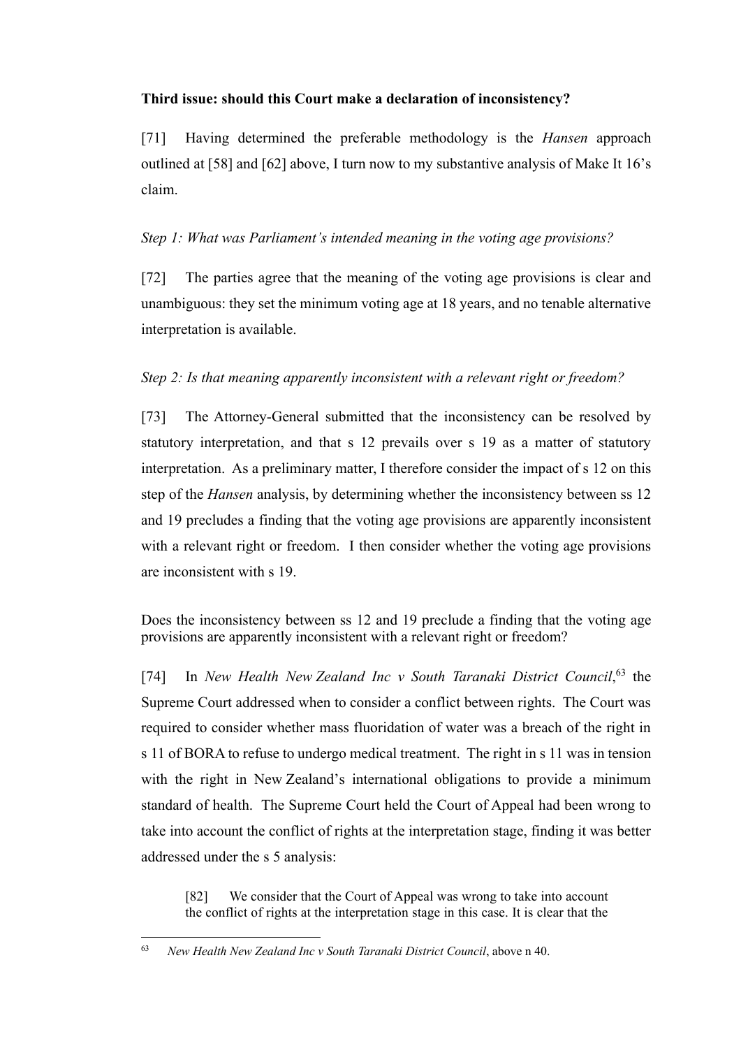**Third issue: should this Court make a declaration of inconsistency?**

[71] Having determined the preferable methodology is the *Hansen* approach outlined at [58] and [62] above, I turn now to my substantive analysis of Make It 16's claim.

*Step 1: What was Parliament's intended meaning in the voting age provisions?*

[72] The parties agree that the meaning of the voting age provisions is clear and unambiguous: they set the minimum voting age at 18 years, and no tenable alternative interpretation is available.

*Step 2: Is that meaning apparently inconsistent with a relevant right or freedom?*

[73] The Attorney-General submitted that the inconsistency can be resolved by statutory interpretation, and that s 12 prevails over s 19 as a matter of statutory interpretation. As a preliminary matter, I therefore consider the impact of s 12 on this step of the *Hansen* analysis, by determining whether the inconsistency between ss 12 and 19 precludes a finding that the voting age provisions are apparently inconsistent with a relevant right or freedom. I then consider whether the voting age provisions are inconsistent with s 19.

Does the inconsistency between ss 12 and 19 preclude a finding that the voting age provisions are apparently inconsistent with a relevant right or freedom?

[74] In *New Health New Zealand Inc v South Taranaki District Council*,[63] the Supreme Court addressed when to consider a conflict between rights. The Court was required to consider whether mass fluoridation of water was a breach of the right in s 11 of BORA to refuse to undergo medical treatment. The right in s 11 was in tension with the right in New Zealand's international obligations to provide a minimum standard of health. The Supreme Court held the Court of Appeal had been wrong to take into account the conflict of rights at the interpretation stage, finding it was better addressed under the s 5 analysis:

> [82] We consider that the Court of Appeal was wrong to take into account the conflict of rights at the interpretation stage in this case. It is clear that the

[63] *New Health New Zealand Inc v South Taranaki District Council*, above n 40.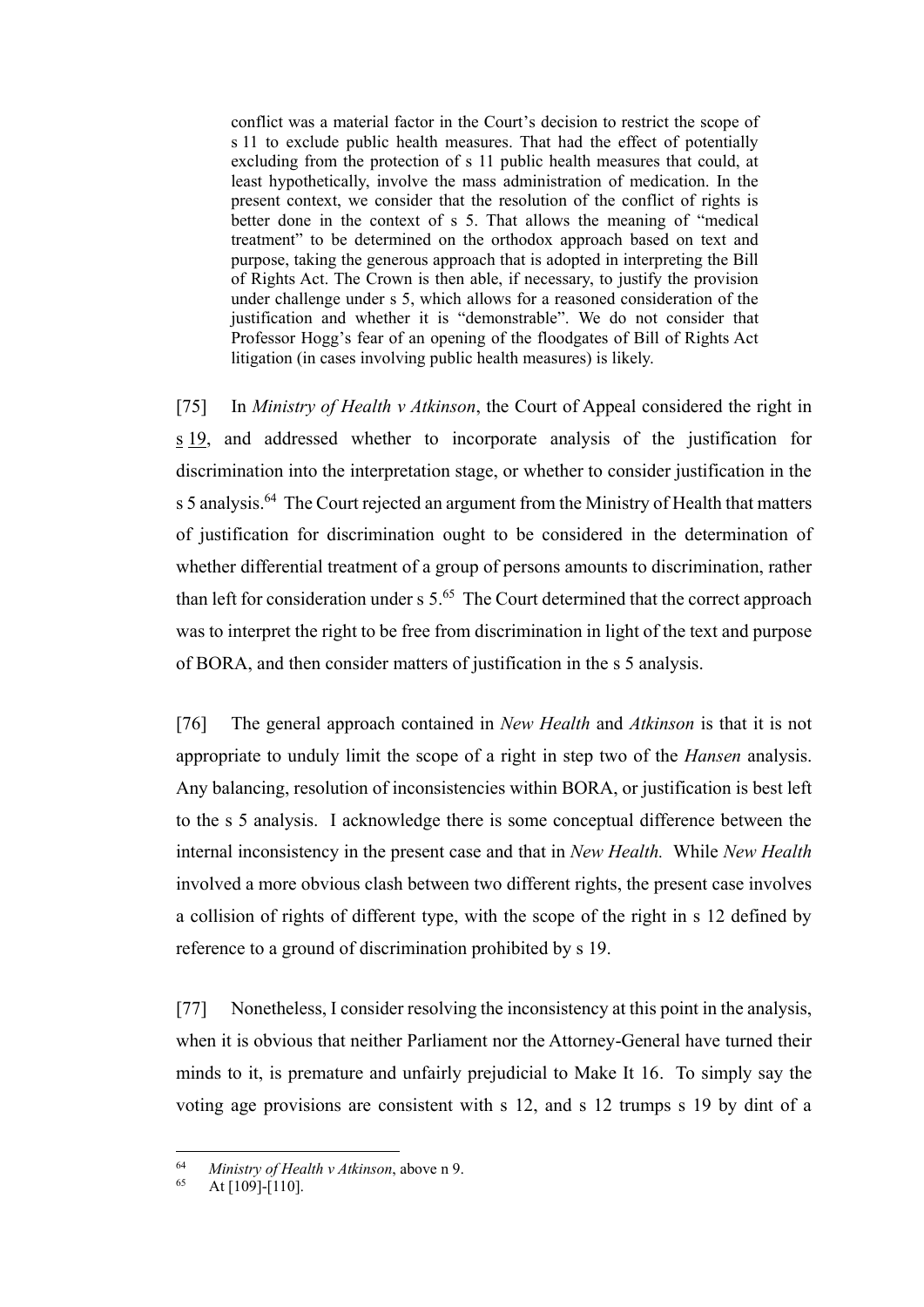> conflict was a material factor in the Court's decision to restrict the scope of s 11 to exclude public health measures. That had the effect of potentially excluding from the protection of s 11 public health measures that could, at least hypothetically, involve the mass administration of medication. In the present context, we consider that the resolution of the conflict of rights is better done in the context of s 5. That allows the meaning of "medical treatment" to be determined on the orthodox approach based on text and purpose, taking the generous approach that is adopted in interpreting the Bill of Rights Act. The Crown is then able, if necessary, to justify the provision under challenge under s 5, which allows for a reasoned consideration of the justification and whether it is "demonstrable". We do not consider that Professor Hogg's fear of an opening of the floodgates of Bill of Rights Act litigation (in cases involving public health measures) is likely.

[75] In *Ministry of Health v Atkinson*, the Court of Appeal considered the right in s 19, and addressed whether to incorporate analysis of the justification for discrimination into the interpretation stage, or whether to consider justification in the s 5 analysis.[64] The Court rejected an argument from the Ministry of Health that matters of justification for discrimination ought to be considered in the determination of whether differential treatment of a group of persons amounts to discrimination, rather than left for consideration under s 5.[65] The Court determined that the correct approach was to interpret the right to be free from discrimination in light of the text and purpose of BORA, and then consider matters of justification in the s 5 analysis.

[76] The general approach contained in *New Health* and *Atkinson* is that it is not appropriate to unduly limit the scope of a right in step two of the *Hansen* analysis. Any balancing, resolution of inconsistencies within BORA, or justification is best left to the s 5 analysis. I acknowledge there is some conceptual difference between the internal inconsistency in the present case and that in *New Health.* While *New Health* involved a more obvious clash between two different rights, the present case involves a collision of rights of different type, with the scope of the right in s 12 defined by reference to a ground of discrimination prohibited by s 19.

[77] Nonetheless, I consider resolving the inconsistency at this point in the analysis, when it is obvious that neither Parliament nor the Attorney-General have turned their minds to it, is premature and unfairly prejudicial to Make It 16. To simply say the voting age provisions are consistent with s 12, and s 12 trumps s 19 by dint of a

---

[64] *Ministry of Health v Atkinson*, above n 9.

[65] At [109]-[110].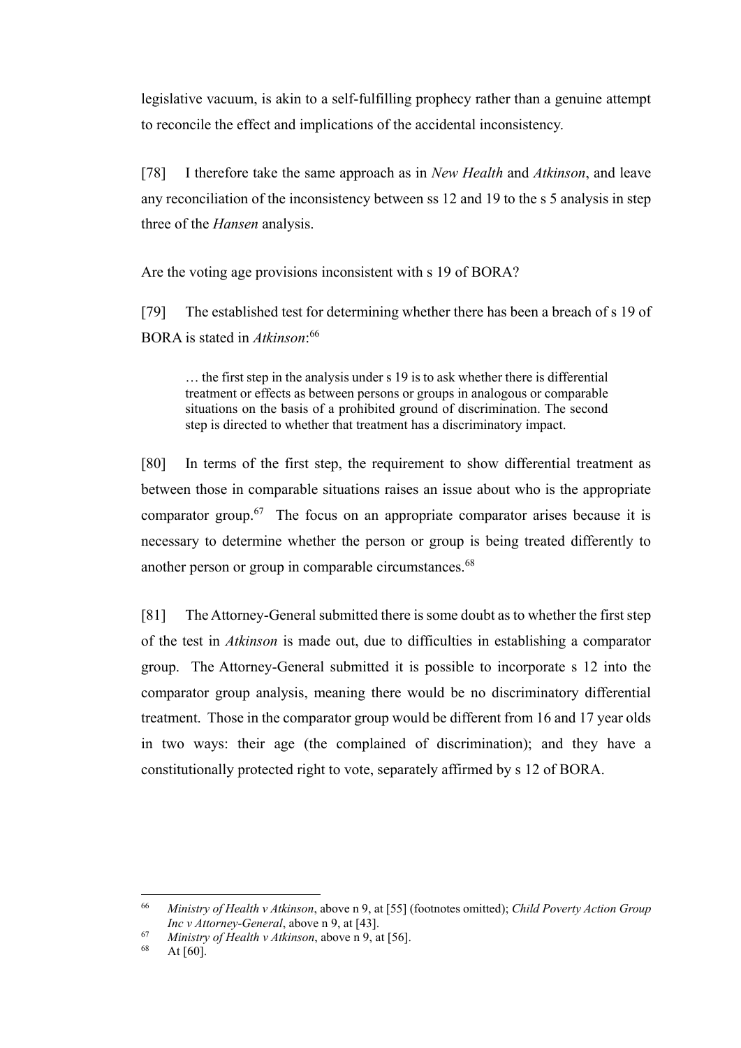legislative vacuum, is akin to a self-fulfilling prophecy rather than a genuine attempt to reconcile the effect and implications of the accidental inconsistency.

[78] I therefore take the same approach as in *New Health* and *Atkinson*, and leave any reconciliation of the inconsistency between ss 12 and 19 to the s 5 analysis in step three of the *Hansen* analysis.

Are the voting age provisions inconsistent with s 19 of BORA?

[79] The established test for determining whether there has been a breach of s 19 of BORA is stated in *Atkinson*:[66]

> … the first step in the analysis under s 19 is to ask whether there is differential treatment or effects as between persons or groups in analogous or comparable situations on the basis of a prohibited ground of discrimination. The second step is directed to whether that treatment has a discriminatory impact.

[80] In terms of the first step, the requirement to show differential treatment as between those in comparable situations raises an issue about who is the appropriate comparator group.[67] The focus on an appropriate comparator arises because it is necessary to determine whether the person or group is being treated differently to another person or group in comparable circumstances.[68]

[81] The Attorney-General submitted there is some doubt as to whether the first step of the test in *Atkinson* is made out, due to difficulties in establishing a comparator group. The Attorney-General submitted it is possible to incorporate s 12 into the comparator group analysis, meaning there would be no discriminatory differential treatment. Those in the comparator group would be different from 16 and 17 year olds in two ways: their age (the complained of discrimination); and they have a constitutionally protected right to vote, separately affirmed by s 12 of BORA.

---

[66] *Ministry of Health v Atkinson*, above n 9, at [55] (footnotes omitted); *Child Poverty Action Group Inc v Attorney-General*, above n 9, at [43].

[67] *Ministry of Health v Atkinson*, above n 9, at [56].

[68] At [60].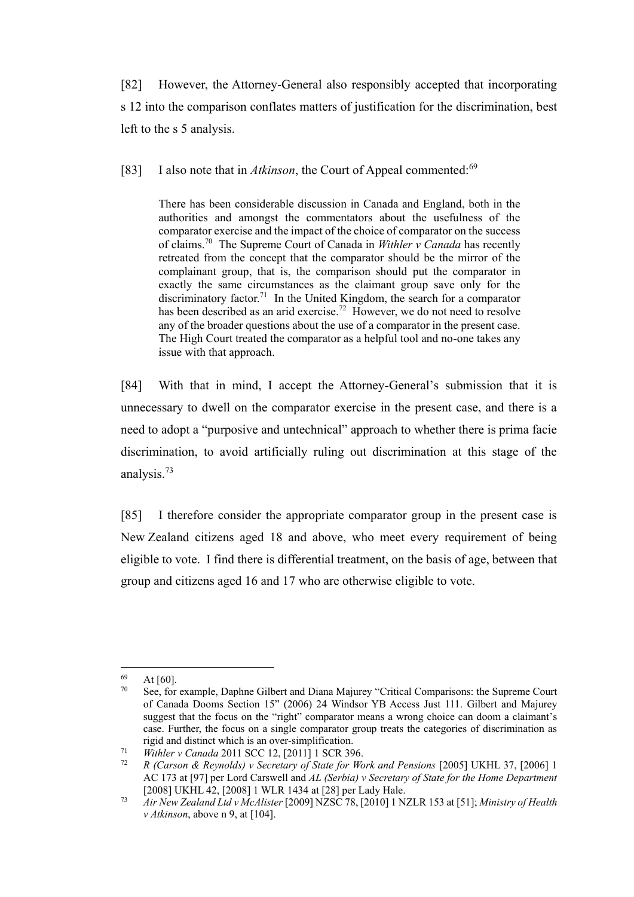[82] However, the Attorney-General also responsibly accepted that incorporating s 12 into the comparison conflates matters of justification for the discrimination, best left to the s 5 analysis.

[83] I also note that in *Atkinson*, the Court of Appeal commented:[69]

> There has been considerable discussion in Canada and England, both in the authorities and amongst the commentators about the usefulness of the comparator exercise and the impact of the choice of comparator on the success of claims.[70] The Supreme Court of Canada in *Withler v Canada* has recently retreated from the concept that the comparator should be the mirror of the complainant group, that is, the comparison should put the comparator in exactly the same circumstances as the claimant group save only for the discriminatory factor.[71] In the United Kingdom, the search for a comparator has been described as an arid exercise.[72] However, we do not need to resolve any of the broader questions about the use of a comparator in the present case. The High Court treated the comparator as a helpful tool and no-one takes any issue with that approach.

[84] With that in mind, I accept the Attorney-General's submission that it is unnecessary to dwell on the comparator exercise in the present case, and there is a need to adopt a "purposive and untechnical" approach to whether there is prima facie discrimination, to avoid artificially ruling out discrimination at this stage of the analysis.[73]

[85] I therefore consider the appropriate comparator group in the present case is New Zealand citizens aged 18 and above, who meet every requirement of being eligible to vote. I find there is differential treatment, on the basis of age, between that group and citizens aged 16 and 17 who are otherwise eligible to vote.

---

[69] At [60].

[70] See, for example, Daphne Gilbert and Diana Majurey "Critical Comparisons: the Supreme Court of Canada Dooms Section 15" (2006) 24 Windsor YB Access Just 111. Gilbert and Majurey suggest that the focus on the "right" comparator means a wrong choice can doom a claimant's case. Further, the focus on a single comparator group treats the categories of discrimination as rigid and distinct which is an over-simplification.

[71] *Withler v Canada* 2011 SCC 12, [2011] 1 SCR 396.

[72] *R (Carson & Reynolds) v Secretary of State for Work and Pensions* [2005] UKHL 37, [2006] 1 AC 173 at [97] per Lord Carswell and *AL (Serbia) v Secretary of State for the Home Department* [2008] UKHL 42, [2008] 1 WLR 1434 at [28] per Lady Hale.

[73] *Air New Zealand Ltd v McAlister* [2009] NZSC 78, [2010] 1 NZLR 153 at [51]; *Ministry of Health v Atkinson*, above n 9, at [104].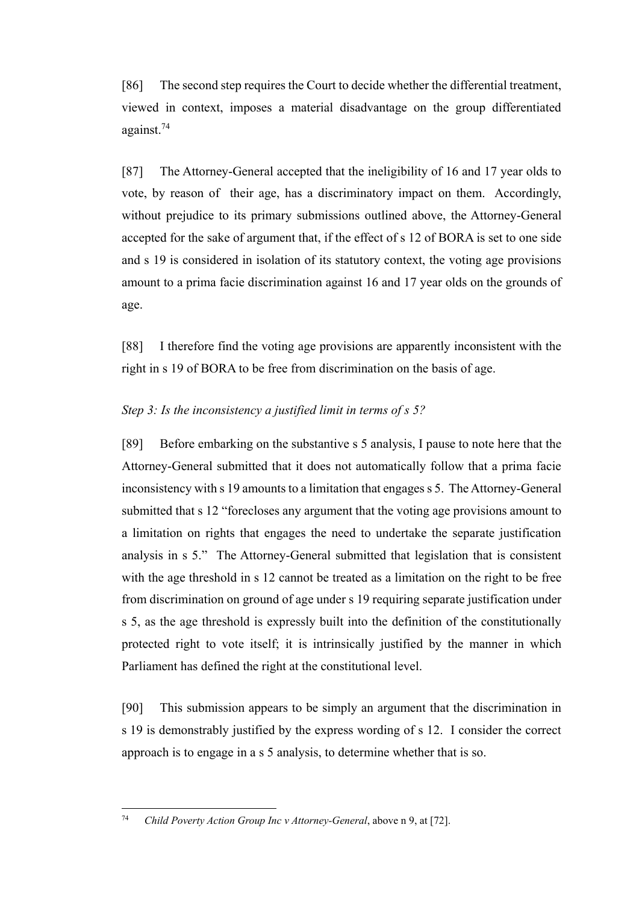[86] The second step requires the Court to decide whether the differential treatment, viewed in context, imposes a material disadvantage on the group differentiated against.[74]

[87] The Attorney-General accepted that the ineligibility of 16 and 17 year olds to vote, by reason of their age, has a discriminatory impact on them. Accordingly, without prejudice to its primary submissions outlined above, the Attorney-General accepted for the sake of argument that, if the effect of s 12 of BORA is set to one side and s 19 is considered in isolation of its statutory context, the voting age provisions amount to a prima facie discrimination against 16 and 17 year olds on the grounds of age.

[88] I therefore find the voting age provisions are apparently inconsistent with the right in s 19 of BORA to be free from discrimination on the basis of age.

*Step 3: Is the inconsistency a justified limit in terms of s 5?*

[89] Before embarking on the substantive s 5 analysis, I pause to note here that the Attorney-General submitted that it does not automatically follow that a prima facie inconsistency with s 19 amounts to a limitation that engages s 5. The Attorney-General submitted that s 12 "forecloses any argument that the voting age provisions amount to a limitation on rights that engages the need to undertake the separate justification analysis in s 5." The Attorney-General submitted that legislation that is consistent with the age threshold in s 12 cannot be treated as a limitation on the right to be free from discrimination on ground of age under s 19 requiring separate justification under s 5, as the age threshold is expressly built into the definition of the constitutionally protected right to vote itself; it is intrinsically justified by the manner in which Parliament has defined the right at the constitutional level.

[90] This submission appears to be simply an argument that the discrimination in s 19 is demonstrably justified by the express wording of s 12. I consider the correct approach is to engage in a s 5 analysis, to determine whether that is so.

---

[74] *Child Poverty Action Group Inc v Attorney-General*, above n 9, at [72].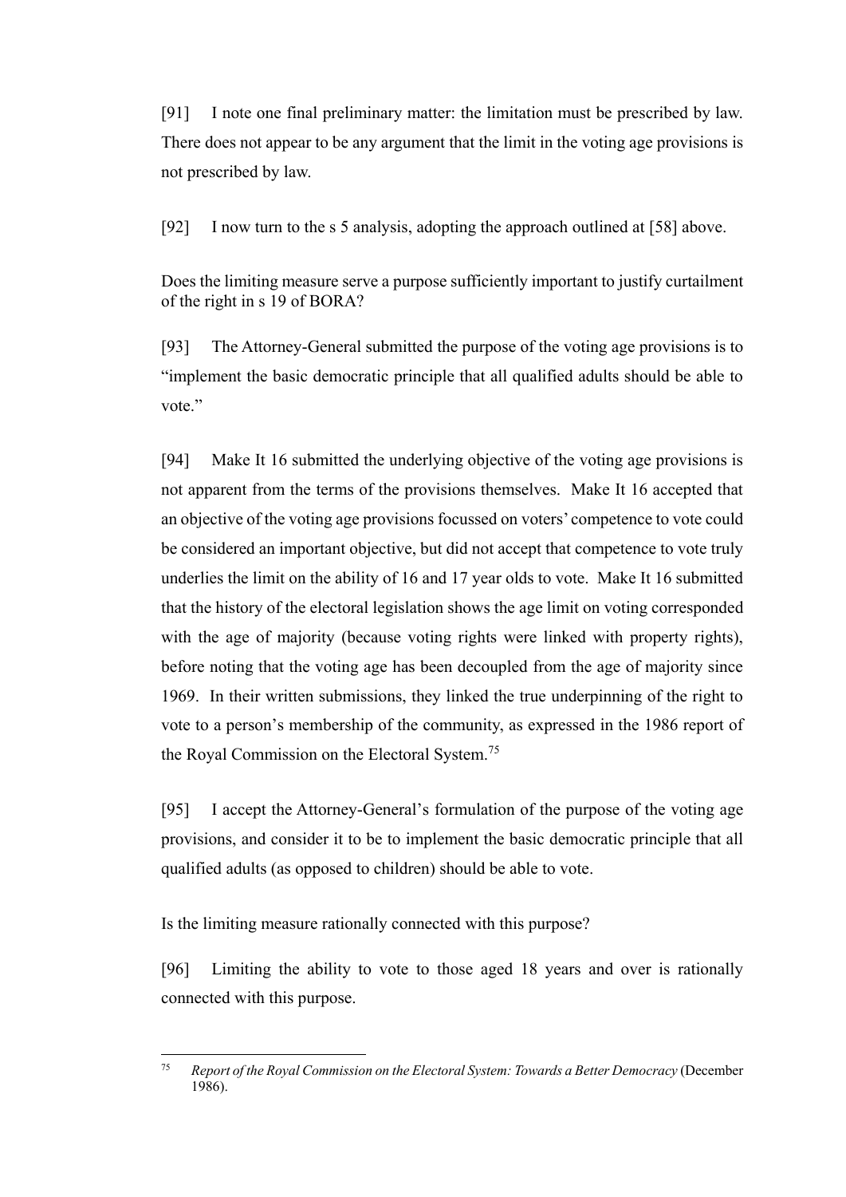[91] I note one final preliminary matter: the limitation must be prescribed by law. There does not appear to be any argument that the limit in the voting age provisions is not prescribed by law.

[92] I now turn to the s 5 analysis, adopting the approach outlined at [58] above.

Does the limiting measure serve a purpose sufficiently important to justify curtailment of the right in s 19 of BORA?

[93] The Attorney-General submitted the purpose of the voting age provisions is to "implement the basic democratic principle that all qualified adults should be able to vote."

[94] Make It 16 submitted the underlying objective of the voting age provisions is not apparent from the terms of the provisions themselves. Make It 16 accepted that an objective of the voting age provisions focussed on voters' competence to vote could be considered an important objective, but did not accept that competence to vote truly underlies the limit on the ability of 16 and 17 year olds to vote. Make It 16 submitted that the history of the electoral legislation shows the age limit on voting corresponded with the age of majority (because voting rights were linked with property rights), before noting that the voting age has been decoupled from the age of majority since 1969. In their written submissions, they linked the true underpinning of the right to vote to a person's membership of the community, as expressed in the 1986 report of the Royal Commission on the Electoral System.[75]

[95] I accept the Attorney-General's formulation of the purpose of the voting age provisions, and consider it to be to implement the basic democratic principle that all qualified adults (as opposed to children) should be able to vote.

Is the limiting measure rationally connected with this purpose?

[96] Limiting the ability to vote to those aged 18 years and over is rationally connected with this purpose.

[75] *Report of the Royal Commission on the Electoral System: Towards a Better Democracy* (December 1986).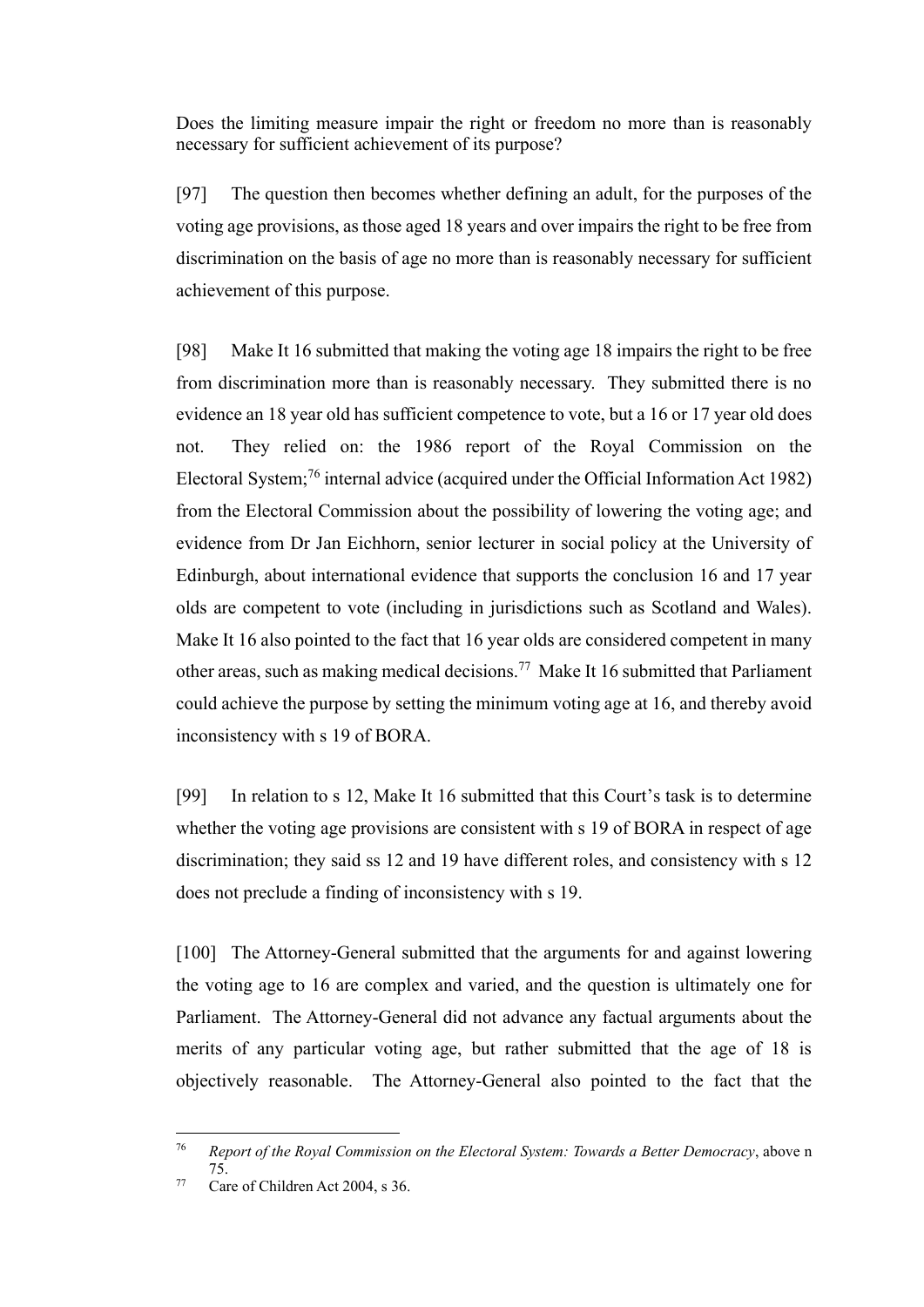Does the limiting measure impair the right or freedom no more than is reasonably necessary for sufficient achievement of its purpose?

[97] The question then becomes whether defining an adult, for the purposes of the voting age provisions, as those aged 18 years and over impairs the right to be free from discrimination on the basis of age no more than is reasonably necessary for sufficient achievement of this purpose.

[98] Make It 16 submitted that making the voting age 18 impairs the right to be free from discrimination more than is reasonably necessary. They submitted there is no evidence an 18 year old has sufficient competence to vote, but a 16 or 17 year old does not. They relied on: the 1986 report of the Royal Commission on the Electoral System;[76] internal advice (acquired under the Official Information Act 1982) from the Electoral Commission about the possibility of lowering the voting age; and evidence from Dr Jan Eichhorn, senior lecturer in social policy at the University of Edinburgh, about international evidence that supports the conclusion 16 and 17 year olds are competent to vote (including in jurisdictions such as Scotland and Wales). Make It 16 also pointed to the fact that 16 year olds are considered competent in many other areas, such as making medical decisions.[77] Make It 16 submitted that Parliament could achieve the purpose by setting the minimum voting age at 16, and thereby avoid inconsistency with s 19 of BORA.

[99] In relation to s 12, Make It 16 submitted that this Court's task is to determine whether the voting age provisions are consistent with s 19 of BORA in respect of age discrimination; they said ss 12 and 19 have different roles, and consistency with s 12 does not preclude a finding of inconsistency with s 19.

[100] The Attorney-General submitted that the arguments for and against lowering the voting age to 16 are complex and varied, and the question is ultimately one for Parliament. The Attorney-General did not advance any factual arguments about the merits of any particular voting age, but rather submitted that the age of 18 is objectively reasonable. The Attorney-General also pointed to the fact that the

---

[76] *Report of the Royal Commission on the Electoral System: Towards a Better Democracy*, above n 75.

[77] Care of Children Act 2004, s 36.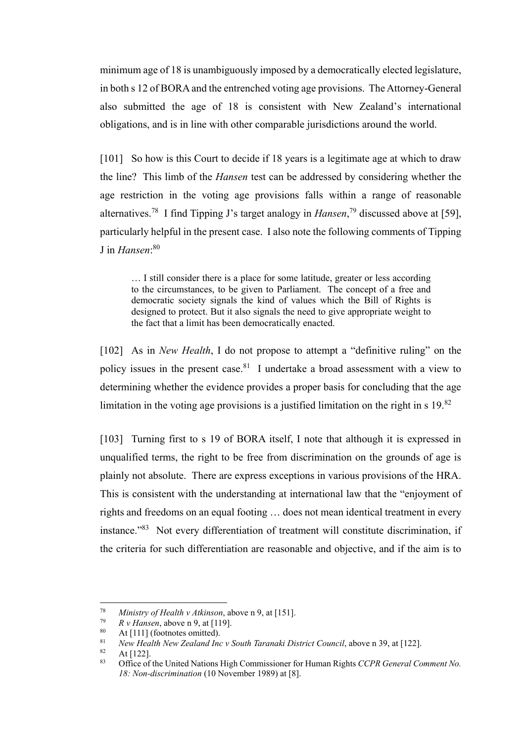minimum age of 18 is unambiguously imposed by a democratically elected legislature, in both s 12 of BORA and the entrenched voting age provisions. The Attorney-General also submitted the age of 18 is consistent with New Zealand's international obligations, and is in line with other comparable jurisdictions around the world.

[101] So how is this Court to decide if 18 years is a legitimate age at which to draw the line? This limb of the *Hansen* test can be addressed by considering whether the age restriction in the voting age provisions falls within a range of reasonable alternatives.[78] I find Tipping J's target analogy in *Hansen*,[79] discussed above at [59], particularly helpful in the present case. I also note the following comments of Tipping J in *Hansen*:[80]

> … I still consider there is a place for some latitude, greater or less according to the circumstances, to be given to Parliament. The concept of a free and democratic society signals the kind of values which the Bill of Rights is designed to protect. But it also signals the need to give appropriate weight to the fact that a limit has been democratically enacted.

[102] As in *New Health*, I do not propose to attempt a "definitive ruling" on the policy issues in the present case.[81] I undertake a broad assessment with a view to determining whether the evidence provides a proper basis for concluding that the age limitation in the voting age provisions is a justified limitation on the right in s 19.[82]

[103] Turning first to s 19 of BORA itself, I note that although it is expressed in unqualified terms, the right to be free from discrimination on the grounds of age is plainly not absolute. There are express exceptions in various provisions of the HRA. This is consistent with the understanding at international law that the "enjoyment of rights and freedoms on an equal footing … does not mean identical treatment in every instance."[83] Not every differentiation of treatment will constitute discrimination, if the criteria for such differentiation are reasonable and objective, and if the aim is to

---

[78] *Ministry of Health v Atkinson*, above n 9, at [151].

[79] *R v Hansen*, above n 9, at [119].

[80] At [111] (footnotes omitted).

[81] *New Health New Zealand Inc v South Taranaki District Council*, above n 39, at [122].

[82] At [122].

[83] Office of the United Nations High Commissioner for Human Rights *CCPR General Comment No. 18: Non-discrimination* (10 November 1989) at [8].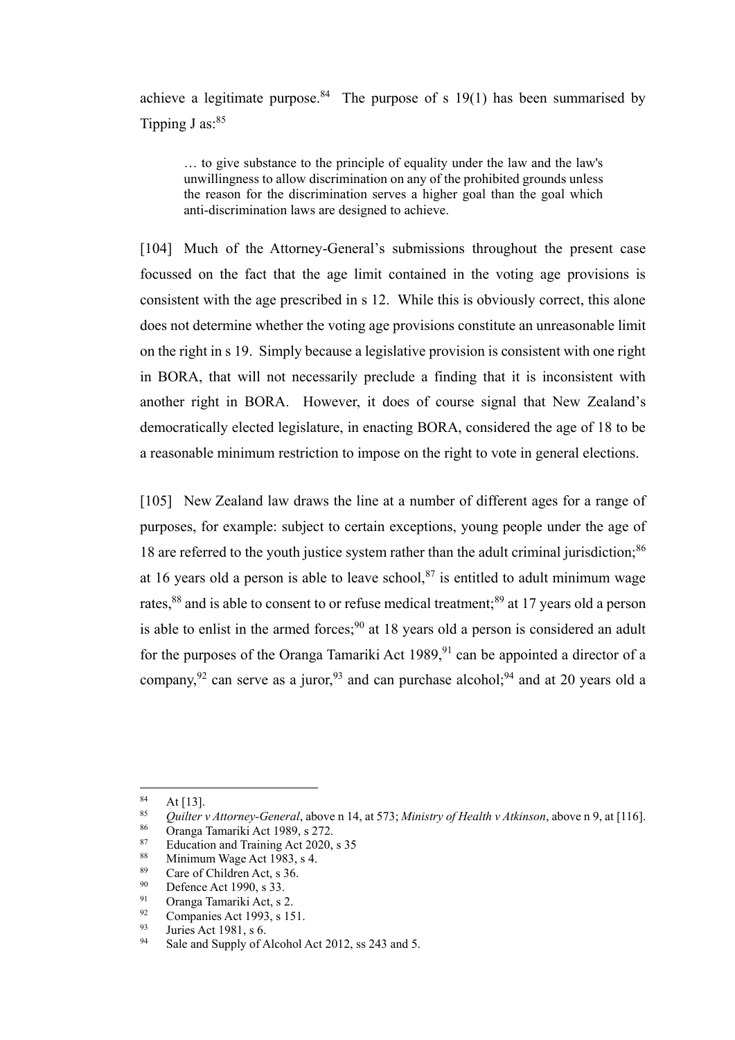achieve a legitimate purpose.[84] The purpose of s 19(1) has been summarised by Tipping J as:[85]

> … to give substance to the principle of equality under the law and the law's unwillingness to allow discrimination on any of the prohibited grounds unless the reason for the discrimination serves a higher goal than the goal which anti-discrimination laws are designed to achieve.

[104] Much of the Attorney-General's submissions throughout the present case focussed on the fact that the age limit contained in the voting age provisions is consistent with the age prescribed in s 12. While this is obviously correct, this alone does not determine whether the voting age provisions constitute an unreasonable limit on the right in s 19. Simply because a legislative provision is consistent with one right in BORA, that will not necessarily preclude a finding that it is inconsistent with another right in BORA. However, it does of course signal that New Zealand's democratically elected legislature, in enacting BORA, considered the age of 18 to be a reasonable minimum restriction to impose on the right to vote in general elections.

[105] New Zealand law draws the line at a number of different ages for a range of purposes, for example: subject to certain exceptions, young people under the age of 18 are referred to the youth justice system rather than the adult criminal jurisdiction;[86] at 16 years old a person is able to leave school,[87] is entitled to adult minimum wage rates,[88] and is able to consent to or refuse medical treatment;[89] at 17 years old a person is able to enlist in the armed forces;[90] at 18 years old a person is considered an adult for the purposes of the Oranga Tamariki Act 1989,[91] can be appointed a director of a company,[92] can serve as a juror,[93] and can purchase alcohol;[94] and at 20 years old a

---

[84] At [13].

[85] *Quilter v Attorney-General*, above n 14, at 573; *Ministry of Health v Atkinson*, above n 9, at [116].

[86] Oranga Tamariki Act 1989, s 272.

[87] Education and Training Act 2020, s 35

[88] Minimum Wage Act 1983, s 4.

[89] Care of Children Act, s 36.

[90] Defence Act 1990, s 33.

[91] Oranga Tamariki Act, s 2.

[92] Companies Act 1993, s 151.

[93] Juries Act 1981, s 6.

[94] Sale and Supply of Alcohol Act 2012, ss 243 and 5.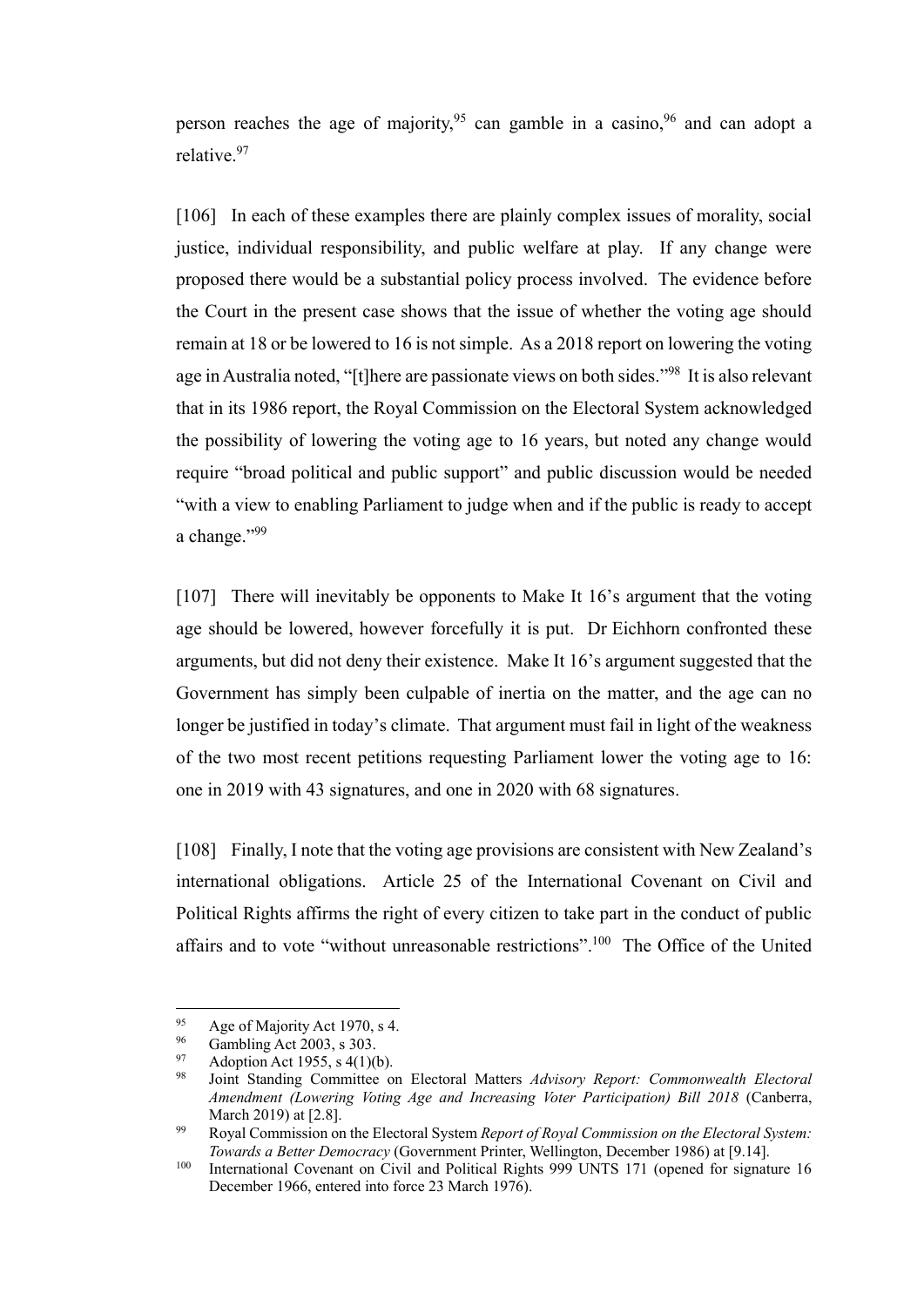person reaches the age of majority,[95] can gamble in a casino,[96] and can adopt a relative.[97]

[106] In each of these examples there are plainly complex issues of morality, social justice, individual responsibility, and public welfare at play. If any change were proposed there would be a substantial policy process involved. The evidence before the Court in the present case shows that the issue of whether the voting age should remain at 18 or be lowered to 16 is not simple. As a 2018 report on lowering the voting age in Australia noted, "[t]here are passionate views on both sides."[98] It is also relevant that in its 1986 report, the Royal Commission on the Electoral System acknowledged the possibility of lowering the voting age to 16 years, but noted any change would require "broad political and public support" and public discussion would be needed "with a view to enabling Parliament to judge when and if the public is ready to accept a change."[99]

[107] There will inevitably be opponents to Make It 16's argument that the voting age should be lowered, however forcefully it is put. Dr Eichhorn confronted these arguments, but did not deny their existence. Make It 16's argument suggested that the Government has simply been culpable of inertia on the matter, and the age can no longer be justified in today's climate. That argument must fail in light of the weakness of the two most recent petitions requesting Parliament lower the voting age to 16: one in 2019 with 43 signatures, and one in 2020 with 68 signatures.

[108] Finally, I note that the voting age provisions are consistent with New Zealand's international obligations. Article 25 of the International Covenant on Civil and Political Rights affirms the right of every citizen to take part in the conduct of public affairs and to vote "without unreasonable restrictions".[100] The Office of the United

---

[95] Age of Majority Act 1970, s 4.

[96] Gambling Act 2003, s 303.

[97] Adoption Act 1955, s 4(1)(b).

[98] Joint Standing Committee on Electoral Matters *Advisory Report: Commonwealth Electoral Amendment (Lowering Voting Age and Increasing Voter Participation) Bill 2018* (Canberra, March 2019) at [2.8].

[99] Royal Commission on the Electoral System *Report of Royal Commission on the Electoral System: Towards a Better Democracy* (Government Printer, Wellington, December 1986) at [9.14].

[100] International Covenant on Civil and Political Rights 999 UNTS 171 (opened for signature 16 December 1966, entered into force 23 March 1976).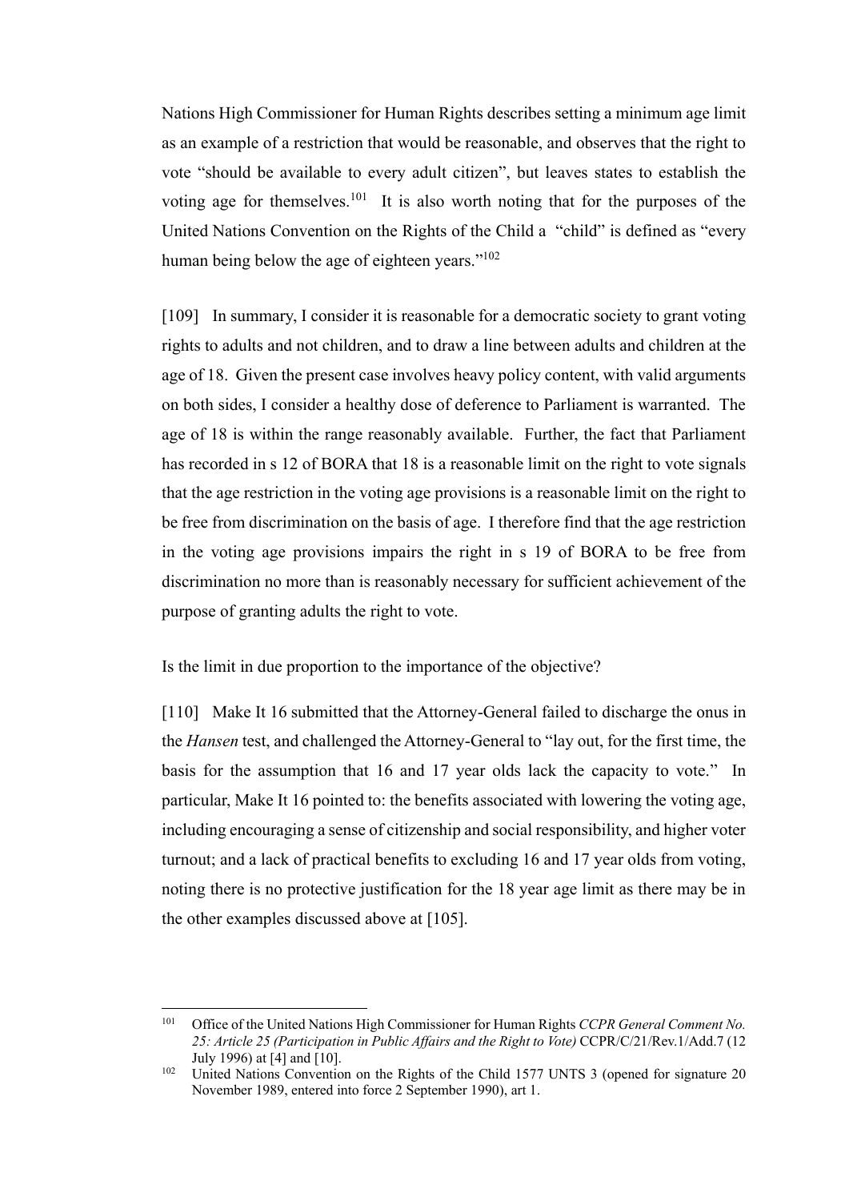Nations High Commissioner for Human Rights describes setting a minimum age limit as an example of a restriction that would be reasonable, and observes that the right to vote "should be available to every adult citizen", but leaves states to establish the voting age for themselves.[101] It is also worth noting that for the purposes of the United Nations Convention on the Rights of the Child a "child" is defined as "every human being below the age of eighteen years."[102]

[109] In summary, I consider it is reasonable for a democratic society to grant voting rights to adults and not children, and to draw a line between adults and children at the age of 18. Given the present case involves heavy policy content, with valid arguments on both sides, I consider a healthy dose of deference to Parliament is warranted. The age of 18 is within the range reasonably available. Further, the fact that Parliament has recorded in s 12 of BORA that 18 is a reasonable limit on the right to vote signals that the age restriction in the voting age provisions is a reasonable limit on the right to be free from discrimination on the basis of age. I therefore find that the age restriction in the voting age provisions impairs the right in s 19 of BORA to be free from discrimination no more than is reasonably necessary for sufficient achievement of the purpose of granting adults the right to vote.

Is the limit in due proportion to the importance of the objective?

[110] Make It 16 submitted that the Attorney-General failed to discharge the onus in the *Hansen* test, and challenged the Attorney-General to "lay out, for the first time, the basis for the assumption that 16 and 17 year olds lack the capacity to vote." In particular, Make It 16 pointed to: the benefits associated with lowering the voting age, including encouraging a sense of citizenship and social responsibility, and higher voter turnout; and a lack of practical benefits to excluding 16 and 17 year olds from voting, noting there is no protective justification for the 18 year age limit as there may be in the other examples discussed above at [105].

---

[101] Office of the United Nations High Commissioner for Human Rights *CCPR General Comment No. 25: Article 25 (Participation in Public Affairs and the Right to Vote)* CCPR/C/21/Rev.1/Add.7 (12 July 1996) at [4] and [10].

[102] United Nations Convention on the Rights of the Child 1577 UNTS 3 (opened for signature 20 November 1989, entered into force 2 September 1990), art 1.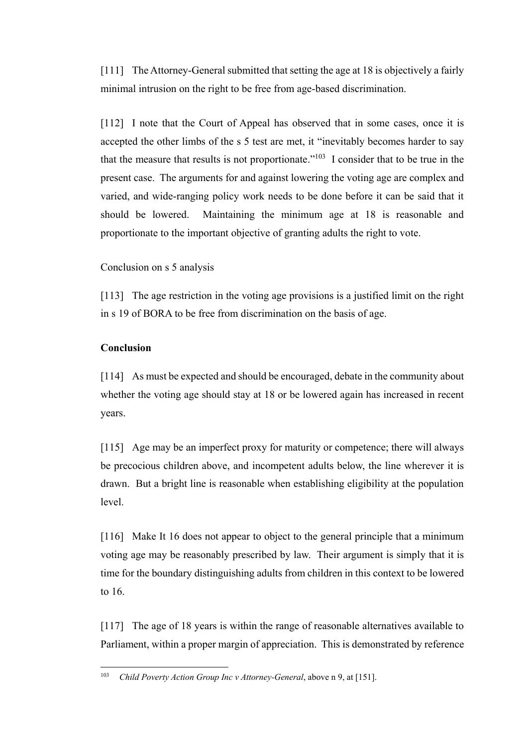[111] The Attorney-General submitted that setting the age at 18 is objectively a fairly minimal intrusion on the right to be free from age-based discrimination.

[112] I note that the Court of Appeal has observed that in some cases, once it is accepted the other limbs of the s 5 test are met, it "inevitably becomes harder to say that the measure that results is not proportionate."[103] I consider that to be true in the present case. The arguments for and against lowering the voting age are complex and varied, and wide-ranging policy work needs to be done before it can be said that it should be lowered. Maintaining the minimum age at 18 is reasonable and proportionate to the important objective of granting adults the right to vote.

Conclusion on s 5 analysis

[113] The age restriction in the voting age provisions is a justified limit on the right in s 19 of BORA to be free from discrimination on the basis of age.

**Conclusion**

[114] As must be expected and should be encouraged, debate in the community about whether the voting age should stay at 18 or be lowered again has increased in recent years.

[115] Age may be an imperfect proxy for maturity or competence; there will always be precocious children above, and incompetent adults below, the line wherever it is drawn. But a bright line is reasonable when establishing eligibility at the population level.

[116] Make It 16 does not appear to object to the general principle that a minimum voting age may be reasonably prescribed by law. Their argument is simply that it is time for the boundary distinguishing adults from children in this context to be lowered to 16.

[117] The age of 18 years is within the range of reasonable alternatives available to Parliament, within a proper margin of appreciation. This is demonstrated by reference

---

[103] *Child Poverty Action Group Inc v Attorney-General*, above n 9, at [151].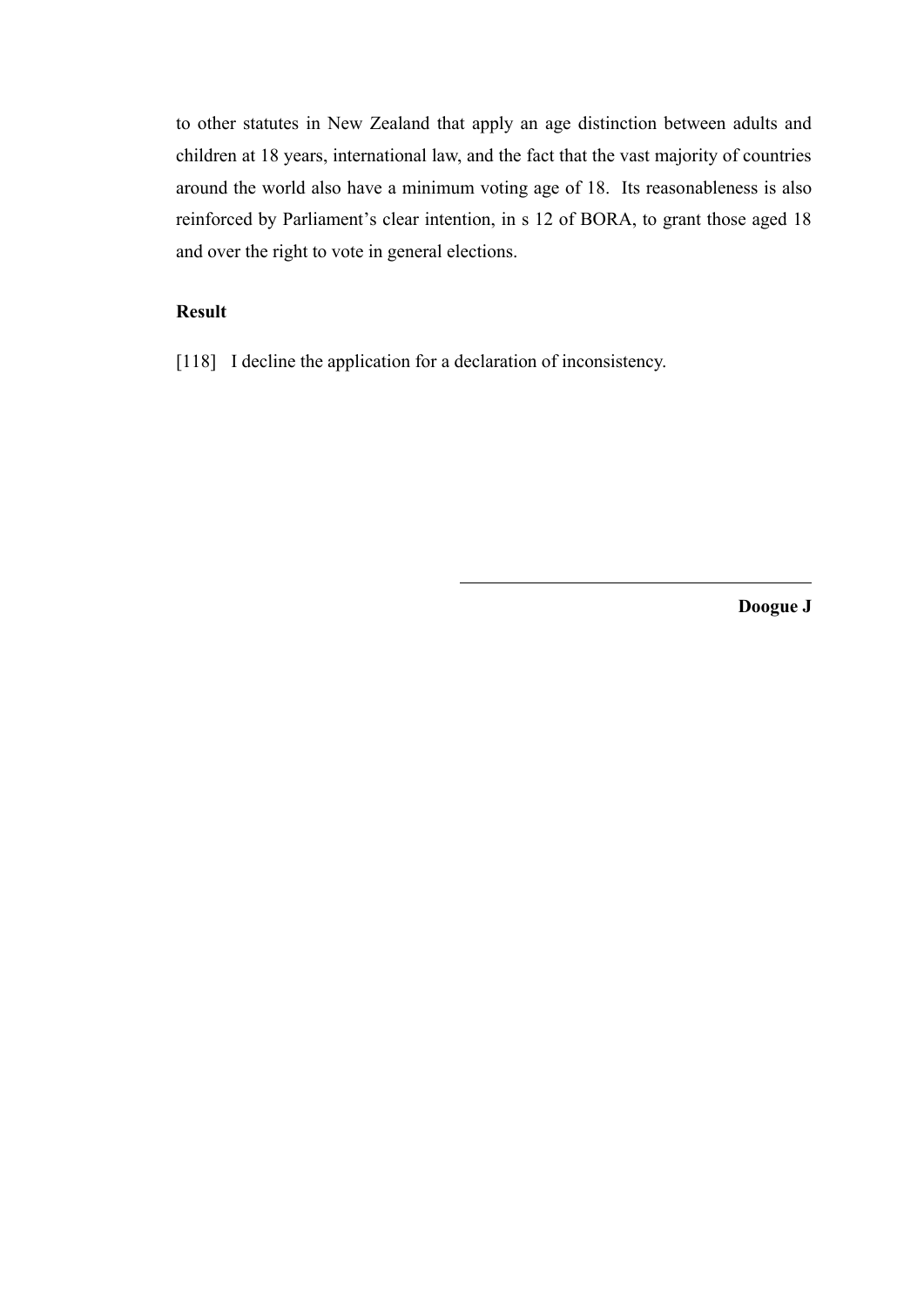to other statutes in New Zealand that apply an age distinction between adults and children at 18 years, international law, and the fact that the vast majority of countries around the world also have a minimum voting age of 18. Its reasonableness is also reinforced by Parliament's clear intention, in s 12 of BORA, to grant those aged 18 and over the right to vote in general elections.

## Result

[118] I decline the application for a declaration of inconsistency.

---

**Doogue J**